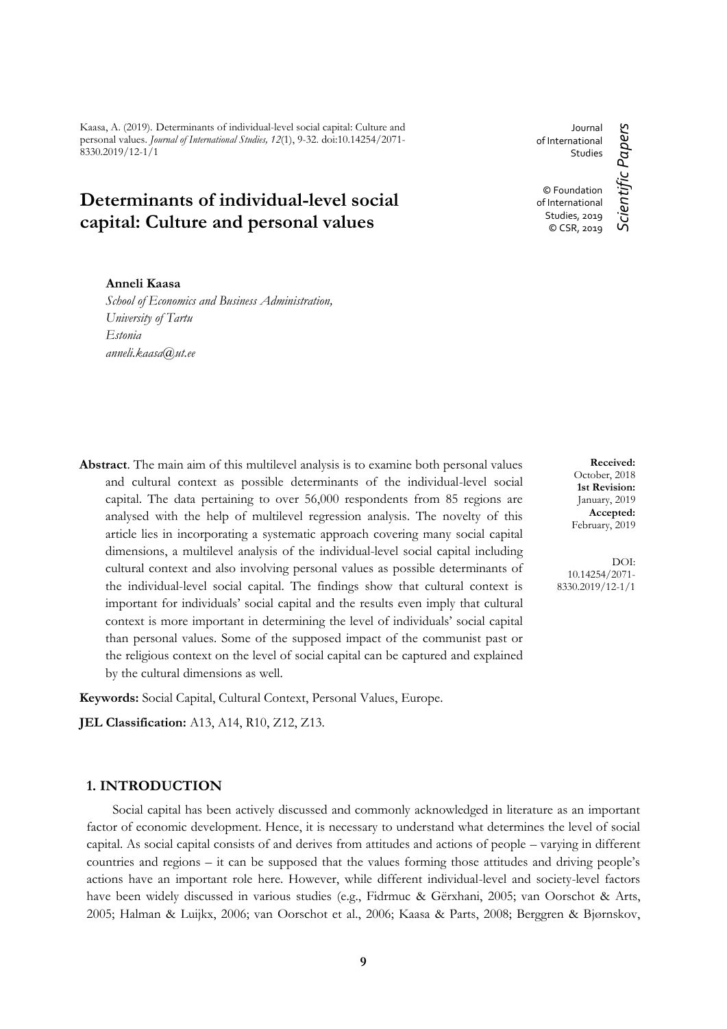Kaasa, A. (2019). Determinants of individual-level social capital: Culture and personal values. *Journal of International Studies, 12*(1), 9-32. doi:10.14254/2071-8330.2019/12-1/1

Journal of International Studies

© Foundation of International Studies, 2019
© CSR, 2019

*Scientific Papers*

# Determinants of individual-level social capital: Culture and personal values

**Anneli Kaasa**
*School of Economics and Business Administration,*
*University of Tartu*
*Estonia*
*anneli.kaasa@ut.ee*

**Received:** October, 2018
**1st Revision:** January, 2019
**Accepted:** February, 2019

DOI: 10.14254/2071-8330.2019/12-1/1

**Abstract**. The main aim of this multilevel analysis is to examine both personal values and cultural context as possible determinants of the individual-level social capital. The data pertaining to over 56,000 respondents from 85 regions are analysed with the help of multilevel regression analysis. The novelty of this article lies in incorporating a systematic approach covering many social capital dimensions, a multilevel analysis of the individual-level social capital including cultural context and also involving personal values as possible determinants of the individual-level social capital. The findings show that cultural context is important for individuals' social capital and the results even imply that cultural context is more important in determining the level of individuals' social capital than personal values. Some of the supposed impact of the communist past or the religious context on the level of social capital can be captured and explained by the cultural dimensions as well.

**Keywords:** Social Capital, Cultural Context, Personal Values, Europe.

**JEL Classification:** A13, A14, R10, Z12, Z13.

## 1. INTRODUCTION

Social capital has been actively discussed and commonly acknowledged in literature as an important factor of economic development. Hence, it is necessary to understand what determines the level of social capital. As social capital consists of and derives from attitudes and actions of people – varying in different countries and regions – it can be supposed that the values forming those attitudes and driving people's actions have an important role here. However, while different individual-level and society-level factors have been widely discussed in various studies (e.g., Fidrmuc & Gërxhani, 2005; van Oorschot & Arts, 2005; Halman & Luijkx, 2006; van Oorschot et al., 2006; Kaasa & Parts, 2008; Berggren & Bjørnskov,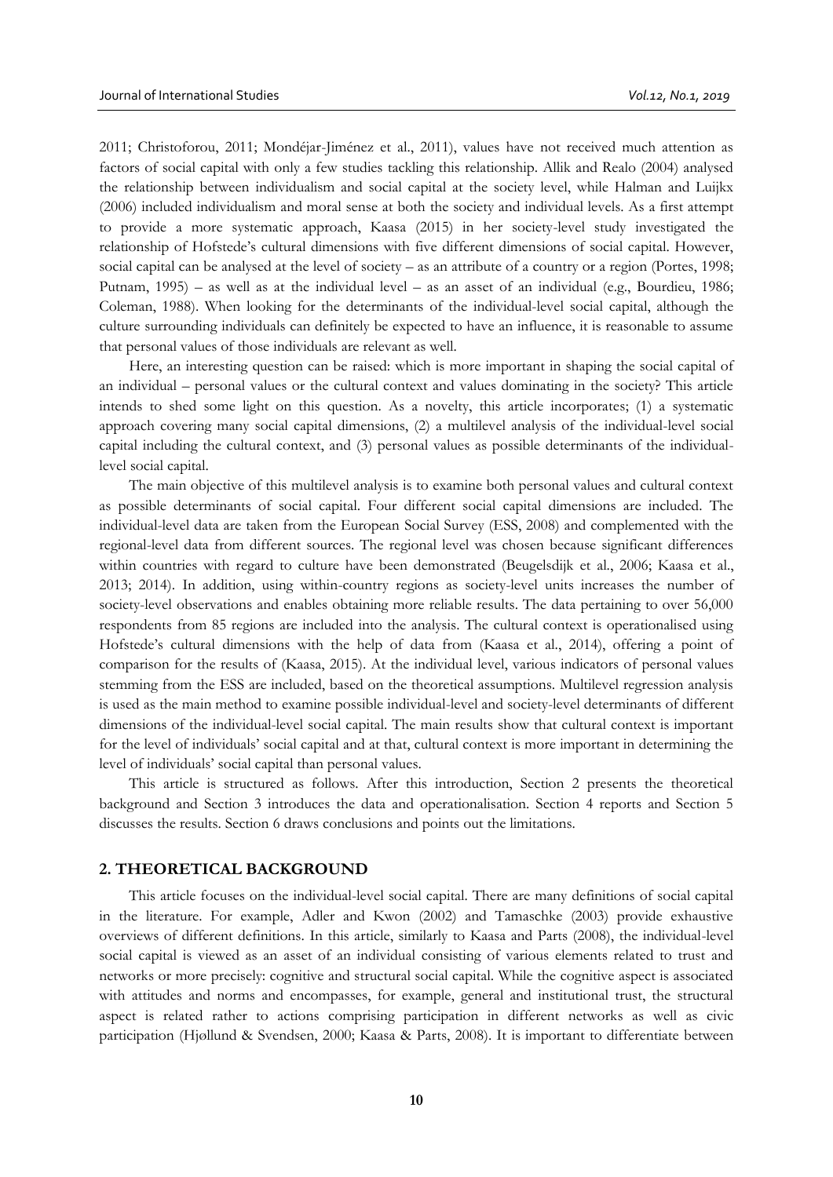2011; Christoforou, 2011; Mondéjar-Jiménez et al., 2011), values have not received much attention as factors of social capital with only a few studies tackling this relationship. Allik and Realo (2004) analysed the relationship between individualism and social capital at the society level, while Halman and Luijkx (2006) included individualism and moral sense at both the society and individual levels. As a first attempt to provide a more systematic approach, Kaasa (2015) in her society-level study investigated the relationship of Hofstede's cultural dimensions with five different dimensions of social capital. However, social capital can be analysed at the level of society – as an attribute of a country or a region (Portes, 1998; Putnam, 1995) – as well as at the individual level – as an asset of an individual (e.g., Bourdieu, 1986; Coleman, 1988). When looking for the determinants of the individual-level social capital, although the culture surrounding individuals can definitely be expected to have an influence, it is reasonable to assume that personal values of those individuals are relevant as well.

Here, an interesting question can be raised: which is more important in shaping the social capital of an individual – personal values or the cultural context and values dominating in the society? This article intends to shed some light on this question. As a novelty, this article incorporates; (1) a systematic approach covering many social capital dimensions, (2) a multilevel analysis of the individual-level social capital including the cultural context, and (3) personal values as possible determinants of the individual-level social capital.

The main objective of this multilevel analysis is to examine both personal values and cultural context as possible determinants of social capital. Four different social capital dimensions are included. The individual-level data are taken from the European Social Survey (ESS, 2008) and complemented with the regional-level data from different sources. The regional level was chosen because significant differences within countries with regard to culture have been demonstrated (Beugelsdijk et al., 2006; Kaasa et al., 2013; 2014). In addition, using within-country regions as society-level units increases the number of society-level observations and enables obtaining more reliable results. The data pertaining to over 56,000 respondents from 85 regions are included into the analysis. The cultural context is operationalised using Hofstede's cultural dimensions with the help of data from (Kaasa et al., 2014), offering a point of comparison for the results of (Kaasa, 2015). At the individual level, various indicators of personal values stemming from the ESS are included, based on the theoretical assumptions. Multilevel regression analysis is used as the main method to examine possible individual-level and society-level determinants of different dimensions of the individual-level social capital. The main results show that cultural context is important for the level of individuals' social capital and at that, cultural context is more important in determining the level of individuals' social capital than personal values.

This article is structured as follows. After this introduction, Section 2 presents the theoretical background and Section 3 introduces the data and operationalisation. Section 4 reports and Section 5 discusses the results. Section 6 draws conclusions and points out the limitations.

## 2. THEORETICAL BACKGROUND

This article focuses on the individual-level social capital. There are many definitions of social capital in the literature. For example, Adler and Kwon (2002) and Tamaschke (2003) provide exhaustive overviews of different definitions. In this article, similarly to Kaasa and Parts (2008), the individual-level social capital is viewed as an asset of an individual consisting of various elements related to trust and networks or more precisely: cognitive and structural social capital. While the cognitive aspect is associated with attitudes and norms and encompasses, for example, general and institutional trust, the structural aspect is related rather to actions comprising participation in different networks as well as civic participation (Hjøllund & Svendsen, 2000; Kaasa & Parts, 2008). It is important to differentiate between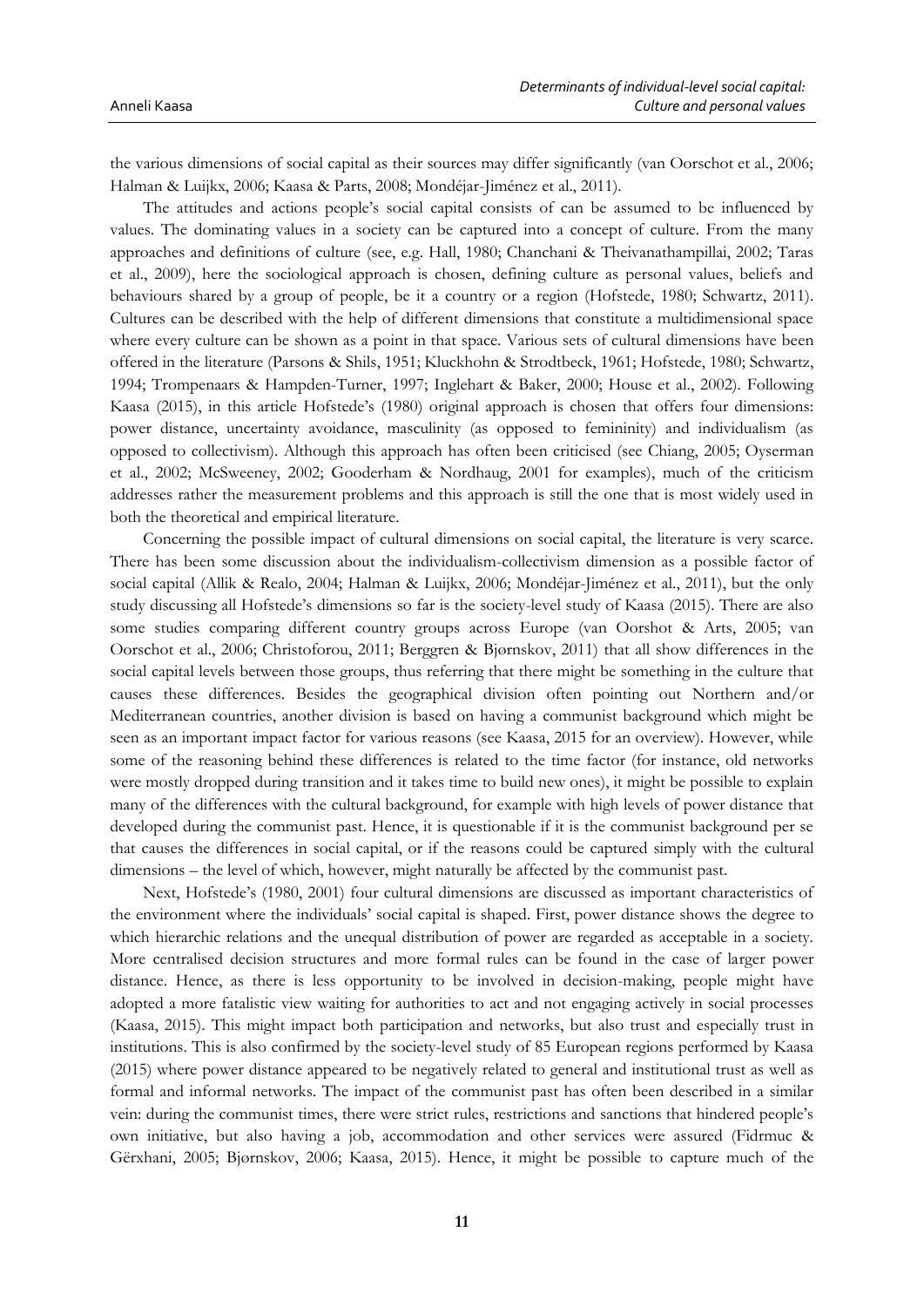the various dimensions of social capital as their sources may differ significantly (van Oorschot et al., 2006; Halman & Luijkx, 2006; Kaasa & Parts, 2008; Mondéjar-Jiménez et al., 2011).

The attitudes and actions people's social capital consists of can be assumed to be influenced by values. The dominating values in a society can be captured into a concept of culture. From the many approaches and definitions of culture (see, e.g. Hall, 1980; Chanchani & Theivanathampillai, 2002; Taras et al., 2009), here the sociological approach is chosen, defining culture as personal values, beliefs and behaviours shared by a group of people, be it a country or a region (Hofstede, 1980; Schwartz, 2011). Cultures can be described with the help of different dimensions that constitute a multidimensional space where every culture can be shown as a point in that space. Various sets of cultural dimensions have been offered in the literature (Parsons & Shils, 1951; Kluckhohn & Strodtbeck, 1961; Hofstede, 1980; Schwartz, 1994; Trompenaars & Hampden-Turner, 1997; Inglehart & Baker, 2000; House et al., 2002). Following Kaasa (2015), in this article Hofstede's (1980) original approach is chosen that offers four dimensions: power distance, uncertainty avoidance, masculinity (as opposed to femininity) and individualism (as opposed to collectivism). Although this approach has often been criticised (see Chiang, 2005; Oyserman et al., 2002; McSweeney, 2002; Gooderham & Nordhaug, 2001 for examples), much of the criticism addresses rather the measurement problems and this approach is still the one that is most widely used in both the theoretical and empirical literature.

Concerning the possible impact of cultural dimensions on social capital, the literature is very scarce. There has been some discussion about the individualism-collectivism dimension as a possible factor of social capital (Allik & Realo, 2004; Halman & Luijkx, 2006; Mondéjar-Jiménez et al., 2011), but the only study discussing all Hofstede's dimensions so far is the society-level study of Kaasa (2015). There are also some studies comparing different country groups across Europe (van Oorshot & Arts, 2005; van Oorschot et al., 2006; Christoforou, 2011; Berggren & Bjørnskov, 2011) that all show differences in the social capital levels between those groups, thus referring that there might be something in the culture that causes these differences. Besides the geographical division often pointing out Northern and/or Mediterranean countries, another division is based on having a communist background which might be seen as an important impact factor for various reasons (see Kaasa, 2015 for an overview). However, while some of the reasoning behind these differences is related to the time factor (for instance, old networks were mostly dropped during transition and it takes time to build new ones), it might be possible to explain many of the differences with the cultural background, for example with high levels of power distance that developed during the communist past. Hence, it is questionable if it is the communist background per se that causes the differences in social capital, or if the reasons could be captured simply with the cultural dimensions – the level of which, however, might naturally be affected by the communist past.

Next, Hofstede's (1980, 2001) four cultural dimensions are discussed as important characteristics of the environment where the individuals' social capital is shaped. First, power distance shows the degree to which hierarchic relations and the unequal distribution of power are regarded as acceptable in a society. More centralised decision structures and more formal rules can be found in the case of larger power distance. Hence, as there is less opportunity to be involved in decision-making, people might have adopted a more fatalistic view waiting for authorities to act and not engaging actively in social processes (Kaasa, 2015). This might impact both participation and networks, but also trust and especially trust in institutions. This is also confirmed by the society-level study of 85 European regions performed by Kaasa (2015) where power distance appeared to be negatively related to general and institutional trust as well as formal and informal networks. The impact of the communist past has often been described in a similar vein: during the communist times, there were strict rules, restrictions and sanctions that hindered people's own initiative, but also having a job, accommodation and other services were assured (Fidrmuc & Gërxhani, 2005; Bjørnskov, 2006; Kaasa, 2015). Hence, it might be possible to capture much of the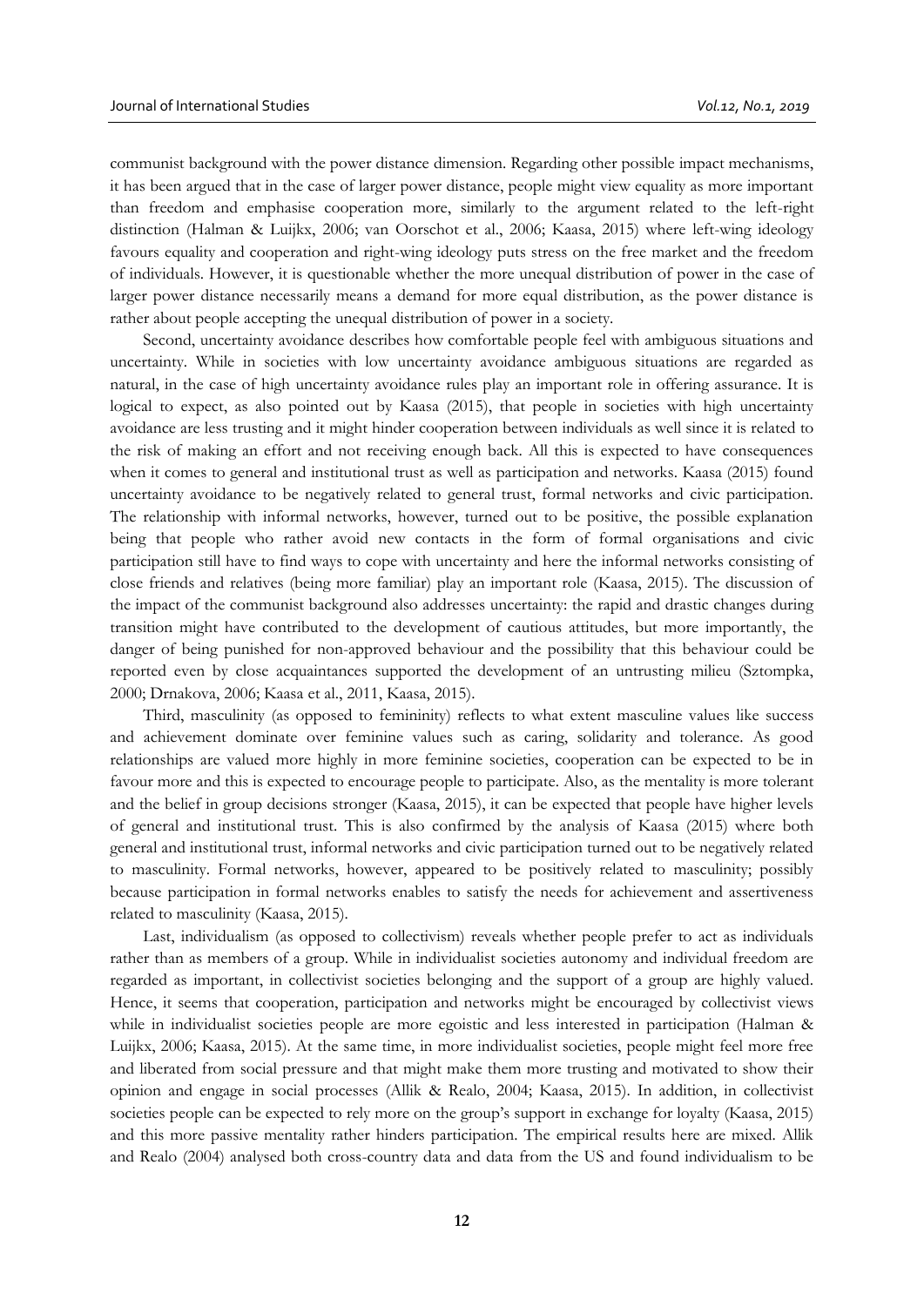communist background with the power distance dimension. Regarding other possible impact mechanisms, it has been argued that in the case of larger power distance, people might view equality as more important than freedom and emphasise cooperation more, similarly to the argument related to the left-right distinction (Halman & Luijkx, 2006; van Oorschot et al., 2006; Kaasa, 2015) where left-wing ideology favours equality and cooperation and right-wing ideology puts stress on the free market and the freedom of individuals. However, it is questionable whether the more unequal distribution of power in the case of larger power distance necessarily means a demand for more equal distribution, as the power distance is rather about people accepting the unequal distribution of power in a society.

Second, uncertainty avoidance describes how comfortable people feel with ambiguous situations and uncertainty. While in societies with low uncertainty avoidance ambiguous situations are regarded as natural, in the case of high uncertainty avoidance rules play an important role in offering assurance. It is logical to expect, as also pointed out by Kaasa (2015), that people in societies with high uncertainty avoidance are less trusting and it might hinder cooperation between individuals as well since it is related to the risk of making an effort and not receiving enough back. All this is expected to have consequences when it comes to general and institutional trust as well as participation and networks. Kaasa (2015) found uncertainty avoidance to be negatively related to general trust, formal networks and civic participation. The relationship with informal networks, however, turned out to be positive, the possible explanation being that people who rather avoid new contacts in the form of formal organisations and civic participation still have to find ways to cope with uncertainty and here the informal networks consisting of close friends and relatives (being more familiar) play an important role (Kaasa, 2015). The discussion of the impact of the communist background also addresses uncertainty: the rapid and drastic changes during transition might have contributed to the development of cautious attitudes, but more importantly, the danger of being punished for non-approved behaviour and the possibility that this behaviour could be reported even by close acquaintances supported the development of an untrusting milieu (Sztompka, 2000; Drnakova, 2006; Kaasa et al., 2011, Kaasa, 2015).

Third, masculinity (as opposed to femininity) reflects to what extent masculine values like success and achievement dominate over feminine values such as caring, solidarity and tolerance. As good relationships are valued more highly in more feminine societies, cooperation can be expected to be in favour more and this is expected to encourage people to participate. Also, as the mentality is more tolerant and the belief in group decisions stronger (Kaasa, 2015), it can be expected that people have higher levels of general and institutional trust. This is also confirmed by the analysis of Kaasa (2015) where both general and institutional trust, informal networks and civic participation turned out to be negatively related to masculinity. Formal networks, however, appeared to be positively related to masculinity; possibly because participation in formal networks enables to satisfy the needs for achievement and assertiveness related to masculinity (Kaasa, 2015).

Last, individualism (as opposed to collectivism) reveals whether people prefer to act as individuals rather than as members of a group. While in individualist societies autonomy and individual freedom are regarded as important, in collectivist societies belonging and the support of a group are highly valued. Hence, it seems that cooperation, participation and networks might be encouraged by collectivist views while in individualist societies people are more egoistic and less interested in participation (Halman & Luijkx, 2006; Kaasa, 2015). At the same time, in more individualist societies, people might feel more free and liberated from social pressure and that might make them more trusting and motivated to show their opinion and engage in social processes (Allik & Realo, 2004; Kaasa, 2015). In addition, in collectivist societies people can be expected to rely more on the group's support in exchange for loyalty (Kaasa, 2015) and this more passive mentality rather hinders participation. The empirical results here are mixed. Allik and Realo (2004) analysed both cross-country data and data from the US and found individualism to be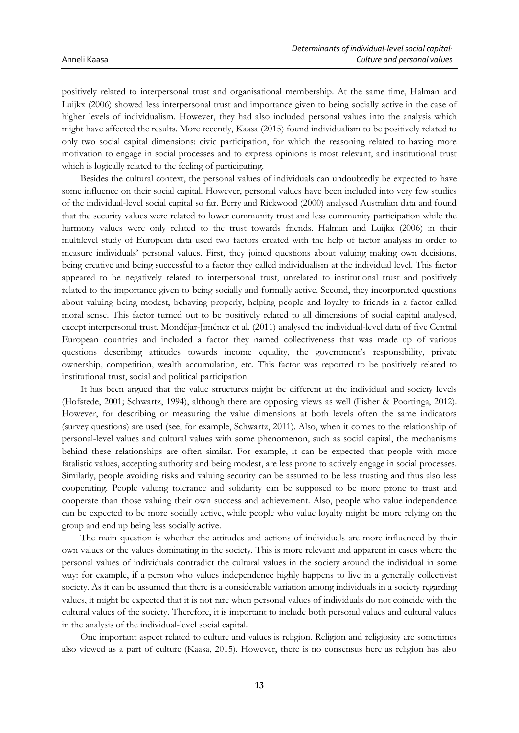positively related to interpersonal trust and organisational membership. At the same time, Halman and Luijkx (2006) showed less interpersonal trust and importance given to being socially active in the case of higher levels of individualism. However, they had also included personal values into the analysis which might have affected the results. More recently, Kaasa (2015) found individualism to be positively related to only two social capital dimensions: civic participation, for which the reasoning related to having more motivation to engage in social processes and to express opinions is most relevant, and institutional trust which is logically related to the feeling of participating.

Besides the cultural context, the personal values of individuals can undoubtedly be expected to have some influence on their social capital. However, personal values have been included into very few studies of the individual-level social capital so far. Berry and Rickwood (2000) analysed Australian data and found that the security values were related to lower community trust and less community participation while the harmony values were only related to the trust towards friends. Halman and Luijkx (2006) in their multilevel study of European data used two factors created with the help of factor analysis in order to measure individuals' personal values. First, they joined questions about valuing making own decisions, being creative and being successful to a factor they called individualism at the individual level. This factor appeared to be negatively related to interpersonal trust, unrelated to institutional trust and positively related to the importance given to being socially and formally active. Second, they incorporated questions about valuing being modest, behaving properly, helping people and loyalty to friends in a factor called moral sense. This factor turned out to be positively related to all dimensions of social capital analysed, except interpersonal trust. Mondéjar-Jiménez et al. (2011) analysed the individual-level data of five Central European countries and included a factor they named collectiveness that was made up of various questions describing attitudes towards income equality, the government's responsibility, private ownership, competition, wealth accumulation, etc. This factor was reported to be positively related to institutional trust, social and political participation.

It has been argued that the value structures might be different at the individual and society levels (Hofstede, 2001; Schwartz, 1994), although there are opposing views as well (Fisher & Poortinga, 2012). However, for describing or measuring the value dimensions at both levels often the same indicators (survey questions) are used (see, for example, Schwartz, 2011). Also, when it comes to the relationship of personal-level values and cultural values with some phenomenon, such as social capital, the mechanisms behind these relationships are often similar. For example, it can be expected that people with more fatalistic values, accepting authority and being modest, are less prone to actively engage in social processes. Similarly, people avoiding risks and valuing security can be assumed to be less trusting and thus also less cooperating. People valuing tolerance and solidarity can be supposed to be more prone to trust and cooperate than those valuing their own success and achievement. Also, people who value independence can be expected to be more socially active, while people who value loyalty might be more relying on the group and end up being less socially active.

The main question is whether the attitudes and actions of individuals are more influenced by their own values or the values dominating in the society. This is more relevant and apparent in cases where the personal values of individuals contradict the cultural values in the society around the individual in some way: for example, if a person who values independence highly happens to live in a generally collectivist society. As it can be assumed that there is a considerable variation among individuals in a society regarding values, it might be expected that it is not rare when personal values of individuals do not coincide with the cultural values of the society. Therefore, it is important to include both personal values and cultural values in the analysis of the individual-level social capital.

One important aspect related to culture and values is religion. Religion and religiosity are sometimes also viewed as a part of culture (Kaasa, 2015). However, there is no consensus here as religion has also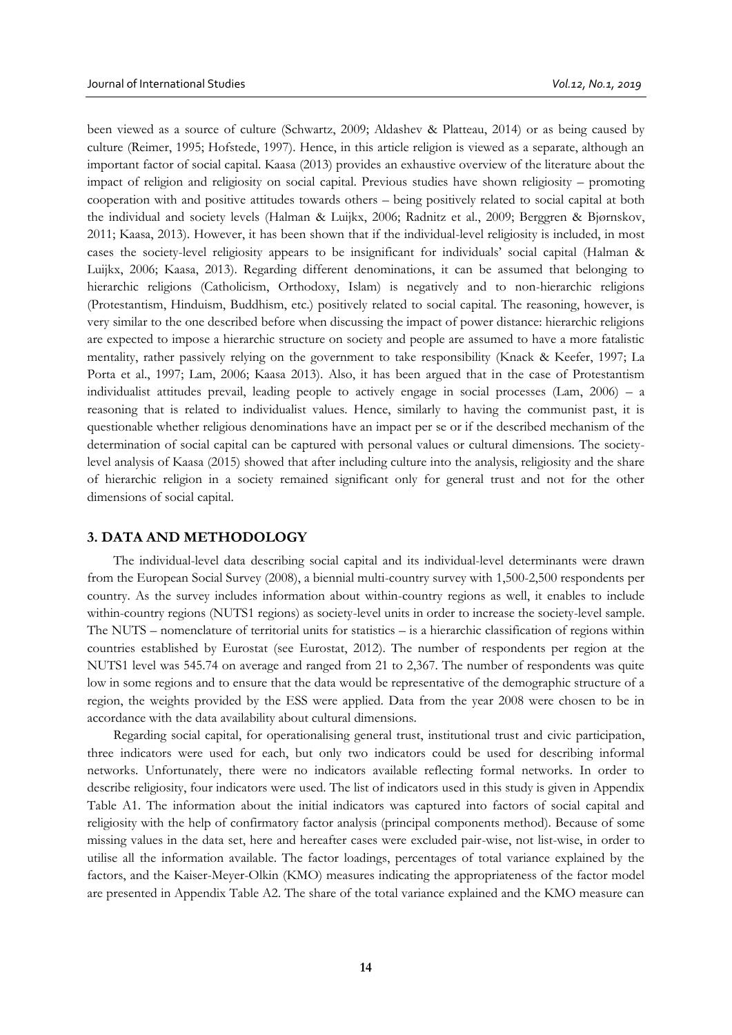been viewed as a source of culture (Schwartz, 2009; Aldashev & Platteau, 2014) or as being caused by culture (Reimer, 1995; Hofstede, 1997). Hence, in this article religion is viewed as a separate, although an important factor of social capital. Kaasa (2013) provides an exhaustive overview of the literature about the impact of religion and religiosity on social capital. Previous studies have shown religiosity – promoting cooperation with and positive attitudes towards others – being positively related to social capital at both the individual and society levels (Halman & Luijkx, 2006; Radnitz et al., 2009; Berggren & Bjørnskov, 2011; Kaasa, 2013). However, it has been shown that if the individual-level religiosity is included, in most cases the society-level religiosity appears to be insignificant for individuals' social capital (Halman & Luijkx, 2006; Kaasa, 2013). Regarding different denominations, it can be assumed that belonging to hierarchic religions (Catholicism, Orthodoxy, Islam) is negatively and to non-hierarchic religions (Protestantism, Hinduism, Buddhism, etc.) positively related to social capital. The reasoning, however, is very similar to the one described before when discussing the impact of power distance: hierarchic religions are expected to impose a hierarchic structure on society and people are assumed to have a more fatalistic mentality, rather passively relying on the government to take responsibility (Knack & Keefer, 1997; La Porta et al., 1997; Lam, 2006; Kaasa 2013). Also, it has been argued that in the case of Protestantism individualist attitudes prevail, leading people to actively engage in social processes (Lam, 2006) – a reasoning that is related to individualist values. Hence, similarly to having the communist past, it is questionable whether religious denominations have an impact per se or if the described mechanism of the determination of social capital can be captured with personal values or cultural dimensions. The society-level analysis of Kaasa (2015) showed that after including culture into the analysis, religiosity and the share of hierarchic religion in a society remained significant only for general trust and not for the other dimensions of social capital.

## 3. DATA AND METHODOLOGY

The individual-level data describing social capital and its individual-level determinants were drawn from the European Social Survey (2008), a biennial multi-country survey with 1,500-2,500 respondents per country. As the survey includes information about within-country regions as well, it enables to include within-country regions (NUTS1 regions) as society-level units in order to increase the society-level sample. The NUTS – nomenclature of territorial units for statistics – is a hierarchic classification of regions within countries established by Eurostat (see Eurostat, 2012). The number of respondents per region at the NUTS1 level was 545.74 on average and ranged from 21 to 2,367. The number of respondents was quite low in some regions and to ensure that the data would be representative of the demographic structure of a region, the weights provided by the ESS were applied. Data from the year 2008 were chosen to be in accordance with the data availability about cultural dimensions.

Regarding social capital, for operationalising general trust, institutional trust and civic participation, three indicators were used for each, but only two indicators could be used for describing informal networks. Unfortunately, there were no indicators available reflecting formal networks. In order to describe religiosity, four indicators were used. The list of indicators used in this study is given in Appendix Table A1. The information about the initial indicators was captured into factors of social capital and religiosity with the help of confirmatory factor analysis (principal components method). Because of some missing values in the data set, here and hereafter cases were excluded pair-wise, not list-wise, in order to utilise all the information available. The factor loadings, percentages of total variance explained by the factors, and the Kaiser-Meyer-Olkin (KMO) measures indicating the appropriateness of the factor model are presented in Appendix Table A2. The share of the total variance explained and the KMO measure can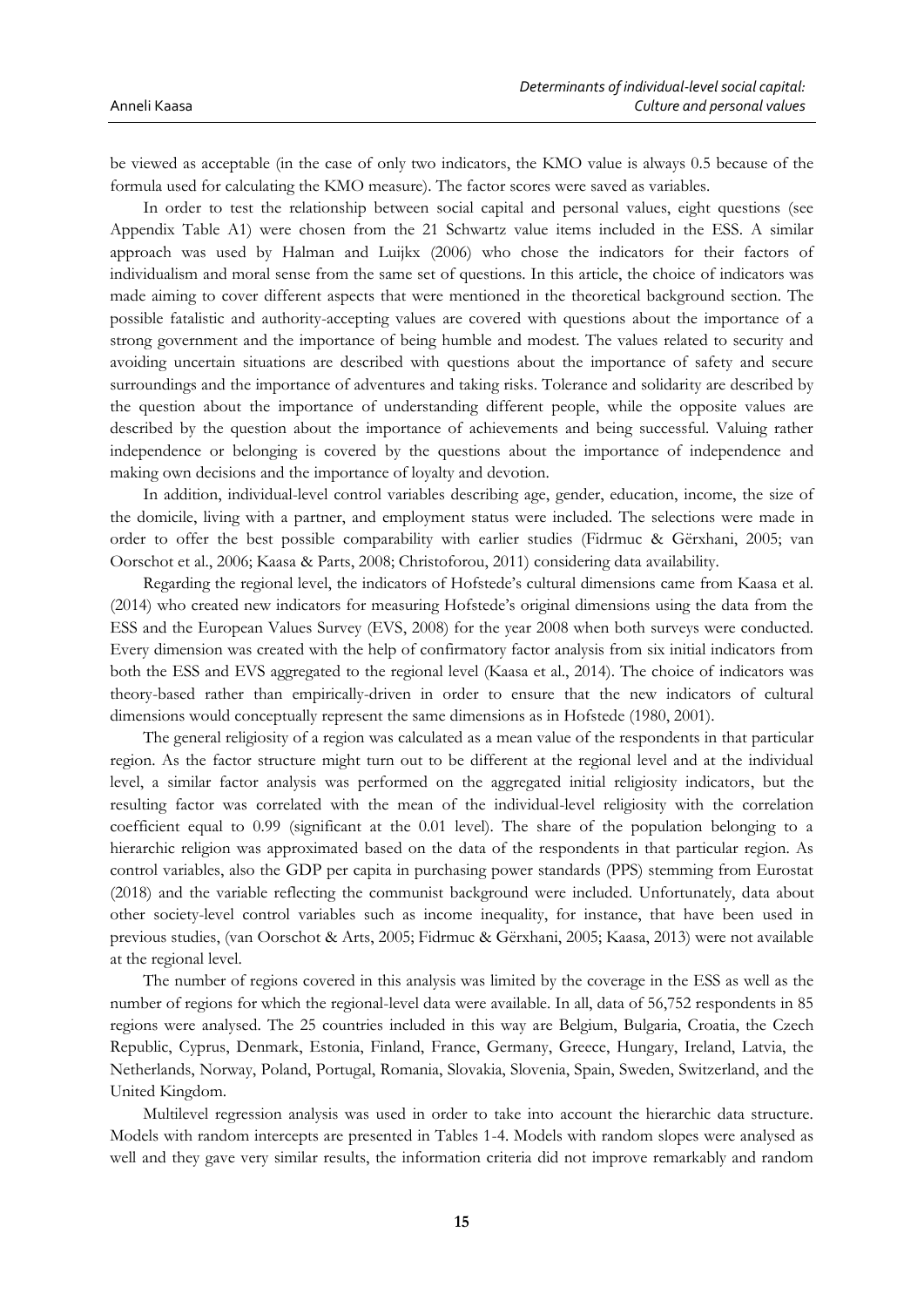be viewed as acceptable (in the case of only two indicators, the KMO value is always 0.5 because of the formula used for calculating the KMO measure). The factor scores were saved as variables.

In order to test the relationship between social capital and personal values, eight questions (see Appendix Table A1) were chosen from the 21 Schwartz value items included in the ESS. A similar approach was used by Halman and Luijkx (2006) who chose the indicators for their factors of individualism and moral sense from the same set of questions. In this article, the choice of indicators was made aiming to cover different aspects that were mentioned in the theoretical background section. The possible fatalistic and authority-accepting values are covered with questions about the importance of a strong government and the importance of being humble and modest. The values related to security and avoiding uncertain situations are described with questions about the importance of safety and secure surroundings and the importance of adventures and taking risks. Tolerance and solidarity are described by the question about the importance of understanding different people, while the opposite values are described by the question about the importance of achievements and being successful. Valuing rather independence or belonging is covered by the questions about the importance of independence and making own decisions and the importance of loyalty and devotion.

In addition, individual-level control variables describing age, gender, education, income, the size of the domicile, living with a partner, and employment status were included. The selections were made in order to offer the best possible comparability with earlier studies (Fidrmuc & Gërxhani, 2005; van Oorschot et al., 2006; Kaasa & Parts, 2008; Christoforou, 2011) considering data availability.

Regarding the regional level, the indicators of Hofstede's cultural dimensions came from Kaasa et al. (2014) who created new indicators for measuring Hofstede's original dimensions using the data from the ESS and the European Values Survey (EVS, 2008) for the year 2008 when both surveys were conducted. Every dimension was created with the help of confirmatory factor analysis from six initial indicators from both the ESS and EVS aggregated to the regional level (Kaasa et al., 2014). The choice of indicators was theory-based rather than empirically-driven in order to ensure that the new indicators of cultural dimensions would conceptually represent the same dimensions as in Hofstede (1980, 2001).

The general religiosity of a region was calculated as a mean value of the respondents in that particular region. As the factor structure might turn out to be different at the regional level and at the individual level, a similar factor analysis was performed on the aggregated initial religiosity indicators, but the resulting factor was correlated with the mean of the individual-level religiosity with the correlation coefficient equal to 0.99 (significant at the 0.01 level). The share of the population belonging to a hierarchic religion was approximated based on the data of the respondents in that particular region. As control variables, also the GDP per capita in purchasing power standards (PPS) stemming from Eurostat (2018) and the variable reflecting the communist background were included. Unfortunately, data about other society-level control variables such as income inequality, for instance, that have been used in previous studies, (van Oorschot & Arts, 2005; Fidrmuc & Gërxhani, 2005; Kaasa, 2013) were not available at the regional level.

The number of regions covered in this analysis was limited by the coverage in the ESS as well as the number of regions for which the regional-level data were available. In all, data of 56,752 respondents in 85 regions were analysed. The 25 countries included in this way are Belgium, Bulgaria, Croatia, the Czech Republic, Cyprus, Denmark, Estonia, Finland, France, Germany, Greece, Hungary, Ireland, Latvia, the Netherlands, Norway, Poland, Portugal, Romania, Slovakia, Slovenia, Spain, Sweden, Switzerland, and the United Kingdom.

Multilevel regression analysis was used in order to take into account the hierarchic data structure. Models with random intercepts are presented in Tables 1-4. Models with random slopes were analysed as well and they gave very similar results, the information criteria did not improve remarkably and random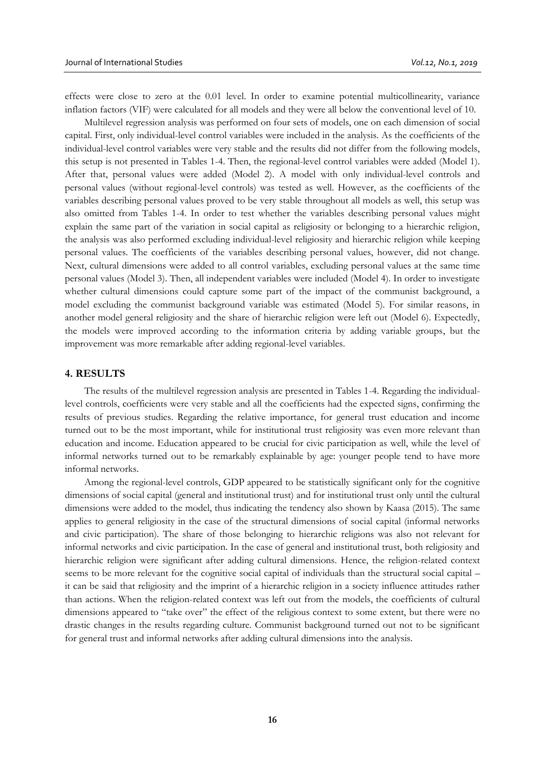effects were close to zero at the 0.01 level. In order to examine potential multicollinearity, variance inflation factors (VIF) were calculated for all models and they were all below the conventional level of 10.

Multilevel regression analysis was performed on four sets of models, one on each dimension of social capital. First, only individual-level control variables were included in the analysis. As the coefficients of the individual-level control variables were very stable and the results did not differ from the following models, this setup is not presented in Tables 1-4. Then, the regional-level control variables were added (Model 1). After that, personal values were added (Model 2). A model with only individual-level controls and personal values (without regional-level controls) was tested as well. However, as the coefficients of the variables describing personal values proved to be very stable throughout all models as well, this setup was also omitted from Tables 1-4. In order to test whether the variables describing personal values might explain the same part of the variation in social capital as religiosity or belonging to a hierarchic religion, the analysis was also performed excluding individual-level religiosity and hierarchic religion while keeping personal values. The coefficients of the variables describing personal values, however, did not change. Next, cultural dimensions were added to all control variables, excluding personal values at the same time personal values (Model 3). Then, all independent variables were included (Model 4). In order to investigate whether cultural dimensions could capture some part of the impact of the communist background, a model excluding the communist background variable was estimated (Model 5). For similar reasons, in another model general religiosity and the share of hierarchic religion were left out (Model 6). Expectedly, the models were improved according to the information criteria by adding variable groups, but the improvement was more remarkable after adding regional-level variables.

## 4. RESULTS

The results of the multilevel regression analysis are presented in Tables 1-4. Regarding the individual-level controls, coefficients were very stable and all the coefficients had the expected signs, confirming the results of previous studies. Regarding the relative importance, for general trust education and income turned out to be the most important, while for institutional trust religiosity was even more relevant than education and income. Education appeared to be crucial for civic participation as well, while the level of informal networks turned out to be remarkably explainable by age: younger people tend to have more informal networks.

Among the regional-level controls, GDP appeared to be statistically significant only for the cognitive dimensions of social capital (general and institutional trust) and for institutional trust only until the cultural dimensions were added to the model, thus indicating the tendency also shown by Kaasa (2015). The same applies to general religiosity in the case of the structural dimensions of social capital (informal networks and civic participation). The share of those belonging to hierarchic religions was also not relevant for informal networks and civic participation. In the case of general and institutional trust, both religiosity and hierarchic religion were significant after adding cultural dimensions. Hence, the religion-related context seems to be more relevant for the cognitive social capital of individuals than the structural social capital – it can be said that religiosity and the imprint of a hierarchic religion in a society influence attitudes rather than actions. When the religion-related context was left out from the models, the coefficients of cultural dimensions appeared to "take over" the effect of the religious context to some extent, but there were no drastic changes in the results regarding culture. Communist background turned out not to be significant for general trust and informal networks after adding cultural dimensions into the analysis.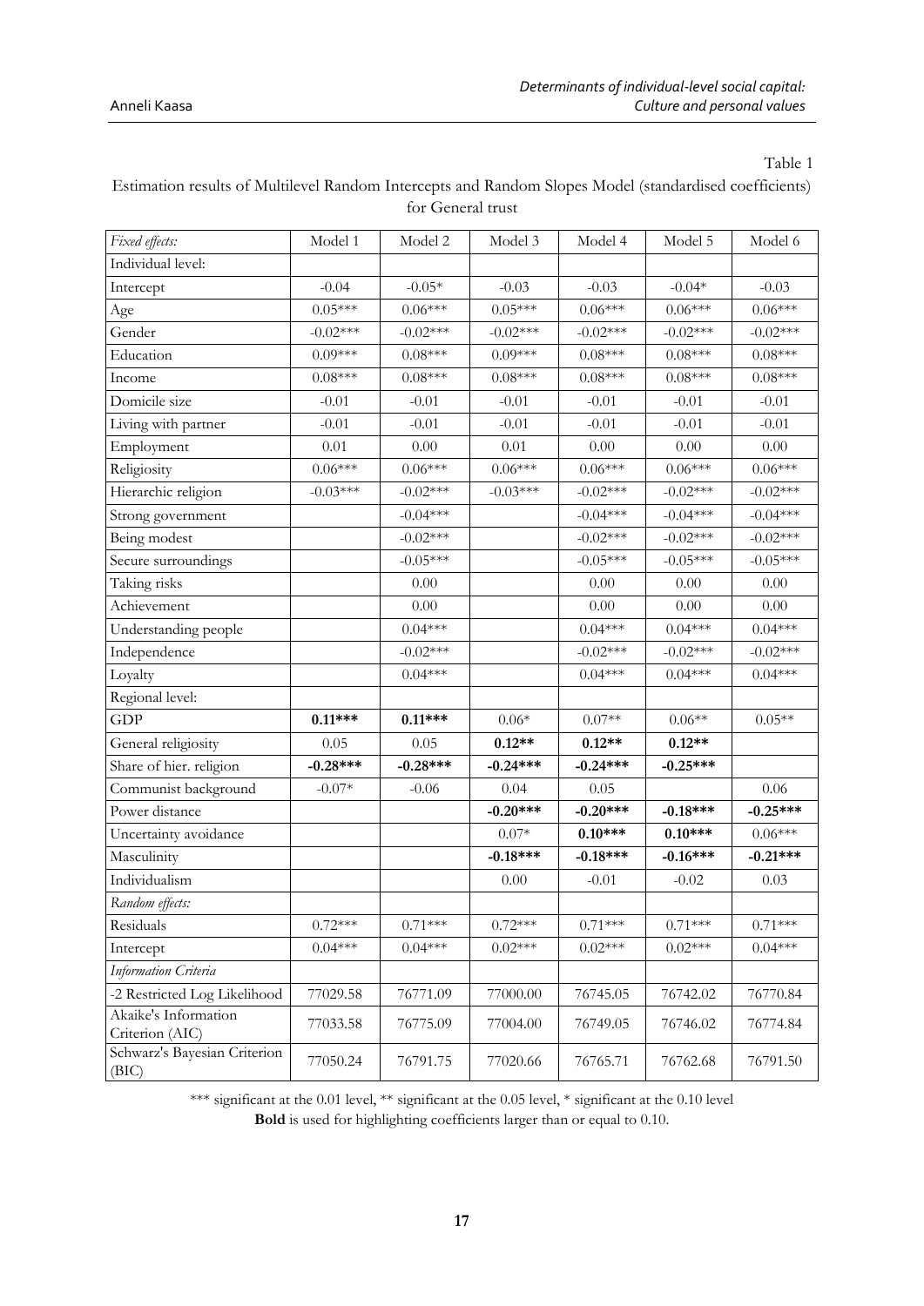Table 1

Estimation results of Multilevel Random Intercepts and Random Slopes Model (standardised coefficients) for General trust

| *Fixed effects:* | Model 1 | Model 2 | Model 3 | Model 4 | Model 5 | Model 6 |
|---|---|---|---|---|---|---|
| Individual level: | | | | | | |
| Intercept | -0.04 | -0.05* | -0.03 | -0.03 | -0.04* | -0.03 |
| Age | 0.05*** | 0.06*** | 0.05*** | 0.06*** | 0.06*** | 0.06*** |
| Gender | -0.02*** | -0.02*** | -0.02*** | -0.02*** | -0.02*** | -0.02*** |
| Education | 0.09*** | 0.08*** | 0.09*** | 0.08*** | 0.08*** | 0.08*** |
| Income | 0.08*** | 0.08*** | 0.08*** | 0.08*** | 0.08*** | 0.08*** |
| Domicile size | -0.01 | -0.01 | -0.01 | -0.01 | -0.01 | -0.01 |
| Living with partner | -0.01 | -0.01 | -0.01 | -0.01 | -0.01 | -0.01 |
| Employment | 0.01 | 0.00 | 0.01 | 0.00 | 0.00 | 0.00 |
| Religiosity | 0.06*** | 0.06*** | 0.06*** | 0.06*** | 0.06*** | 0.06*** |
| Hierarchic religion | -0.03*** | -0.02*** | -0.03*** | -0.02*** | -0.02*** | -0.02*** |
| Strong government | | -0.04*** | | -0.04*** | -0.04*** | -0.04*** |
| Being modest | | -0.02*** | | -0.02*** | -0.02*** | -0.02*** |
| Secure surroundings | | -0.05*** | | -0.05*** | -0.05*** | -0.05*** |
| Taking risks | | 0.00 | | 0.00 | 0.00 | 0.00 |
| Achievement | | 0.00 | | 0.00 | 0.00 | 0.00 |
| Understanding people | | 0.04*** | | 0.04*** | 0.04*** | 0.04*** |
| Independence | | -0.02*** | | -0.02*** | -0.02*** | -0.02*** |
| Loyalty | | 0.04*** | | 0.04*** | 0.04*** | 0.04*** |
| Regional level: | | | | | | |
| GDP | **0.11*** ** | **0.11*** ** | 0.06* | 0.07** | 0.06** | 0.05** |
| General religiosity | 0.05 | 0.05 | **0.12** ** | **0.12** ** | **0.12** ** | |
| Share of hier. religion | **-0.28*** ** | **-0.28*** ** | **-0.24*** ** | **-0.24*** ** | **-0.25*** ** | |
| Communist background | -0.07* | -0.06 | 0.04 | 0.05 | | 0.06 |
| Power distance | | | **-0.20*** ** | **-0.20*** ** | **-0.18*** ** | **-0.25*** ** |
| Uncertainty avoidance | | | 0.07* | **0.10*** ** | **0.10*** ** | 0.06*** |
| Masculinity | | | **-0.18*** ** | **-0.18*** ** | **-0.16*** ** | **-0.21*** ** |
| Individualism | | | 0.00 | -0.01 | -0.02 | 0.03 |
| *Random effects:* | | | | | | |
| Residuals | 0.72*** | 0.71*** | 0.72*** | 0.71*** | 0.71*** | 0.71*** |
| Intercept | 0.04*** | 0.04*** | 0.02*** | 0.02*** | 0.02*** | 0.04*** |
| *Information Criteria* | | | | | | |
| -2 Restricted Log Likelihood | 77029.58 | 76771.09 | 77000.00 | 76745.05 | 76742.02 | 76770.84 |
| Akaike's Information Criterion (AIC) | 77033.58 | 76775.09 | 77004.00 | 76749.05 | 76746.02 | 76774.84 |
| Schwarz's Bayesian Criterion (BIC) | 77050.24 | 76791.75 | 77020.66 | 76765.71 | 76762.68 | 76791.50 |

*** significant at the 0.01 level, ** significant at the 0.05 level, * significant at the 0.10 level

**Bold** is used for highlighting coefficients larger than or equal to 0.10.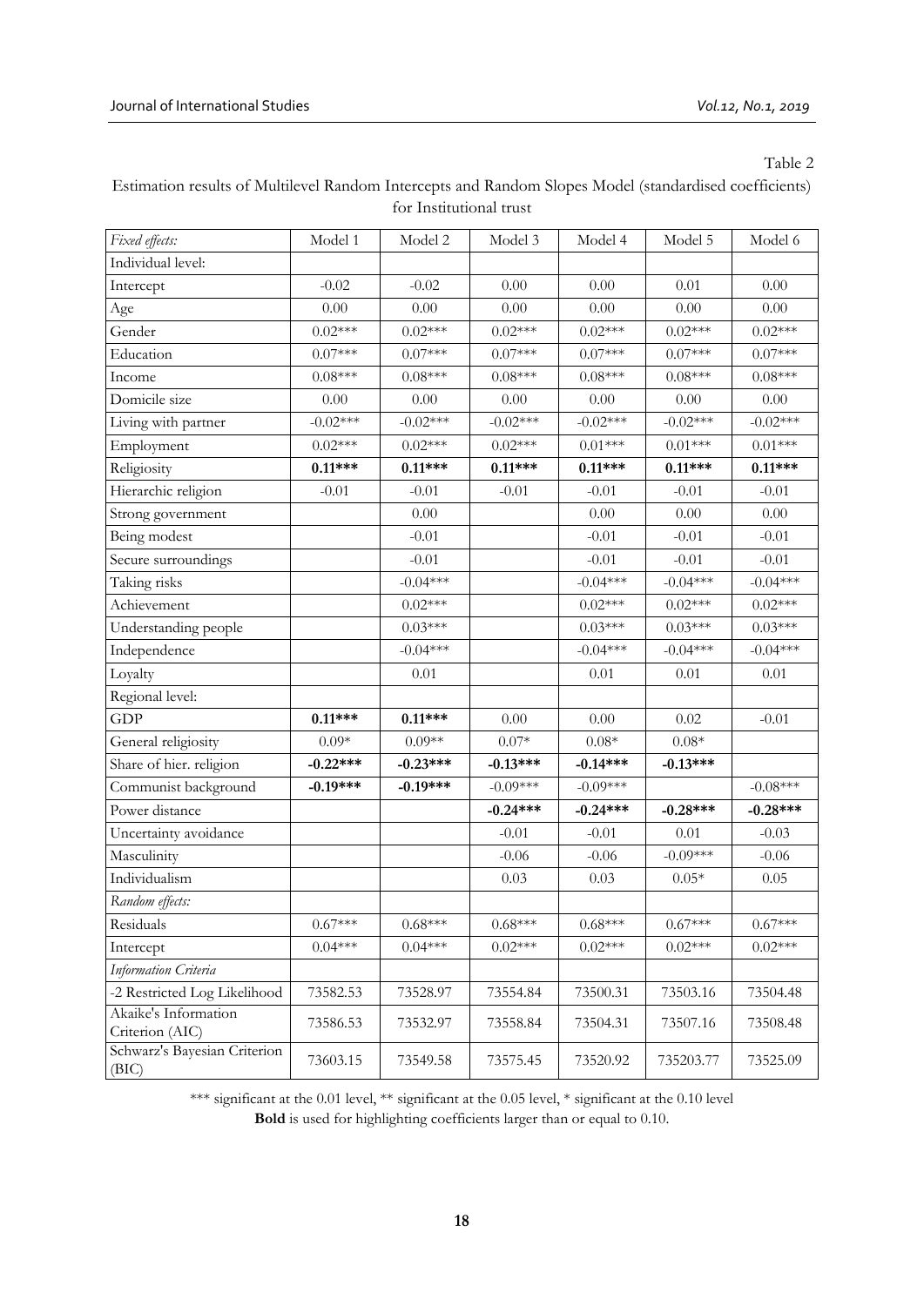Table 2

Estimation results of Multilevel Random Intercepts and Random Slopes Model (standardised coefficients) for Institutional trust

| *Fixed effects:* | Model 1 | Model 2 | Model 3 | Model 4 | Model 5 | Model 6 |
|---|---|---|---|---|---|---|
| Individual level: | | | | | | |
| Intercept | -0.02 | -0.02 | 0.00 | 0.00 | 0.01 | 0.00 |
| Age | 0.00 | 0.00 | 0.00 | 0.00 | 0.00 | 0.00 |
| Gender | 0.02*** | 0.02*** | 0.02*** | 0.02*** | 0.02*** | 0.02*** |
| Education | 0.07*** | 0.07*** | 0.07*** | 0.07*** | 0.07*** | 0.07*** |
| Income | 0.08*** | 0.08*** | 0.08*** | 0.08*** | 0.08*** | 0.08*** |
| Domicile size | 0.00 | 0.00 | 0.00 | 0.00 | 0.00 | 0.00 |
| Living with partner | -0.02*** | -0.02*** | -0.02*** | -0.02*** | -0.02*** | -0.02*** |
| Employment | 0.02*** | 0.02*** | 0.02*** | 0.01*** | 0.01*** | 0.01*** |
| Religiosity | **0.11*** ** | **0.11*** ** | **0.11*** ** | **0.11*** ** | **0.11*** ** | **0.11*** ** |
| Hierarchic religion | -0.01 | -0.01 | -0.01 | -0.01 | -0.01 | -0.01 |
| Strong government | | 0.00 | | 0.00 | 0.00 | 0.00 |
| Being modest | | -0.01 | | -0.01 | -0.01 | -0.01 |
| Secure surroundings | | -0.01 | | -0.01 | -0.01 | -0.01 |
| Taking risks | | -0.04*** | | -0.04*** | -0.04*** | -0.04*** |
| Achievement | | 0.02*** | | 0.02*** | 0.02*** | 0.02*** |
| Understanding people | | 0.03*** | | 0.03*** | 0.03*** | 0.03*** |
| Independence | | -0.04*** | | -0.04*** | -0.04*** | -0.04*** |
| Loyalty | | 0.01 | | 0.01 | 0.01 | 0.01 |
| Regional level: | | | | | | |
| GDP | **0.11*** ** | **0.11*** ** | 0.00 | 0.00 | 0.02 | -0.01 |
| General religiosity | 0.09* | 0.09** | 0.07* | 0.08* | 0.08* | |
| Share of hier. religion | **-0.22*** ** | **-0.23*** ** | **-0.13*** ** | **-0.14*** ** | **-0.13*** ** | |
| Communist background | **-0.19*** ** | **-0.19*** ** | -0.09*** | -0.09*** | | -0.08*** |
| Power distance | | | **-0.24*** ** | **-0.24*** ** | **-0.28*** ** | **-0.28*** ** |
| Uncertainty avoidance | | | -0.01 | -0.01 | 0.01 | -0.03 |
| Masculinity | | | -0.06 | -0.06 | -0.09*** | -0.06 |
| Individualism | | | 0.03 | 0.03 | 0.05* | 0.05 |
| *Random effects:* | | | | | | |
| Residuals | 0.67*** | 0.68*** | 0.68*** | 0.68*** | 0.67*** | 0.67*** |
| Intercept | 0.04*** | 0.04*** | 0.02*** | 0.02*** | 0.02*** | 0.02*** |
| *Information Criteria* | | | | | | |
| -2 Restricted Log Likelihood | 73582.53 | 73528.97 | 73554.84 | 73500.31 | 73503.16 | 73504.48 |
| Akaike's Information Criterion (AIC) | 73586.53 | 73532.97 | 73558.84 | 73504.31 | 73507.16 | 73508.48 |
| Schwarz's Bayesian Criterion (BIC) | 73603.15 | 73549.58 | 73575.45 | 73520.92 | 735203.77 | 73525.09 |

*** significant at the 0.01 level, ** significant at the 0.05 level, * significant at the 0.10 level

**Bold** is used for highlighting coefficients larger than or equal to 0.10.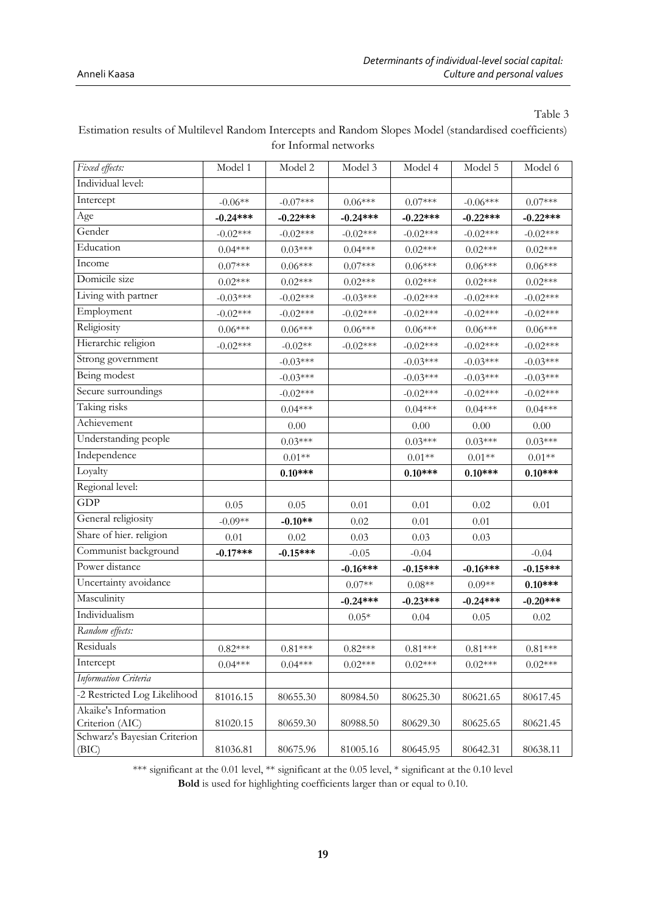Table 3

Estimation results of Multilevel Random Intercepts and Random Slopes Model (standardised coefficients) for Informal networks

| *Fixed effects:* | Model 1 | Model 2 | Model 3 | Model 4 | Model 5 | Model 6 |
|---|---|---|---|---|---|---|
| Individual level: | | | | | | |
| Intercept | -0.06** | -0.07*** | 0.06*** | 0.07*** | -0.06*** | 0.07*** |
| Age | **-0.24*\*\*** | **-0.22*\*\*** | **-0.24*\*\*** | **-0.22*\*\*** | **-0.22*\*\*** | **-0.22*\*\*** |
| Gender | -0.02*** | -0.02*** | -0.02*** | -0.02*** | -0.02*** | -0.02*** |
| Education | 0.04*** | 0.03*** | 0.04*** | 0.02*** | 0.02*** | 0.02*** |
| Income | 0.07*** | 0.06*** | 0.07*** | 0.06*** | 0.06*** | 0.06*** |
| Domicile size | 0.02*** | 0.02*** | 0.02*** | 0.02*** | 0.02*** | 0.02*** |
| Living with partner | -0.03*** | -0.02*** | -0.03*** | -0.02*** | -0.02*** | -0.02*** |
| Employment | -0.02*** | -0.02*** | -0.02*** | -0.02*** | -0.02*** | -0.02*** |
| Religiosity | 0.06*** | 0.06*** | 0.06*** | 0.06*** | 0.06*** | 0.06*** |
| Hierarchic religion | -0.02*** | -0.02** | -0.02*** | -0.02*** | -0.02*** | -0.02*** |
| Strong government | | -0.03*** | | -0.03*** | -0.03*** | -0.03*** |
| Being modest | | -0.03*** | | -0.03*** | -0.03*** | -0.03*** |
| Secure surroundings | | -0.02*** | | -0.02*** | -0.02*** | -0.02*** |
| Taking risks | | 0.04*** | | 0.04*** | 0.04*** | 0.04*** |
| Achievement | | 0.00 | | 0.00 | 0.00 | 0.00 |
| Understanding people | | 0.03*** | | 0.03*** | 0.03*** | 0.03*** |
| Independence | | 0.01** | | 0.01** | 0.01** | 0.01** |
| Loyalty | | **0.10*\*\*** | | **0.10*\*\*** | **0.10*\*\*** | **0.10*\*\*** |
| Regional level: | | | | | | |
| GDP | 0.05 | 0.05 | 0.01 | 0.01 | 0.02 | 0.01 |
| General religiosity | -0.09** | **-0.10*\*** | 0.02 | 0.01 | 0.01 | |
| Share of hier. religion | 0.01 | 0.02 | 0.03 | 0.03 | 0.03 | |
| Communist background | **-0.17*\*\*** | **-0.15*\*\*** | -0.05 | -0.04 | | -0.04 |
| Power distance | | | **-0.16*\*\*** | **-0.15*\*\*** | **-0.16*\*\*** | **-0.15*\*\*** |
| Uncertainty avoidance | | | 0.07** | 0.08** | 0.09** | **0.10*\*\*** |
| Masculinity | | | **-0.24*\*\*** | **-0.23*\*\*** | **-0.24*\*\*** | **-0.20*\*\*** |
| Individualism | | | 0.05* | 0.04 | 0.05 | 0.02 |
| *Random effects:* | | | | | | |
| Residuals | 0.82*** | 0.81*** | 0.82*** | 0.81*** | 0.81*** | 0.81*** |
| Intercept | 0.04*** | 0.04*** | 0.02*** | 0.02*** | 0.02*** | 0.02*** |
| *Information Criteria* | | | | | | |
| -2 Restricted Log Likelihood | 81016.15 | 80655.30 | 80984.50 | 80625.30 | 80621.65 | 80617.45 |
| Akaike's Information Criterion (AIC) | 81020.15 | 80659.30 | 80988.50 | 80629.30 | 80625.65 | 80621.45 |
| Schwarz's Bayesian Criterion (BIC) | 81036.81 | 80675.96 | 81005.16 | 80645.95 | 80642.31 | 80638.11 |

*** significant at the 0.01 level, ** significant at the 0.05 level, * significant at the 0.10 level

**Bold** is used for highlighting coefficients larger than or equal to 0.10.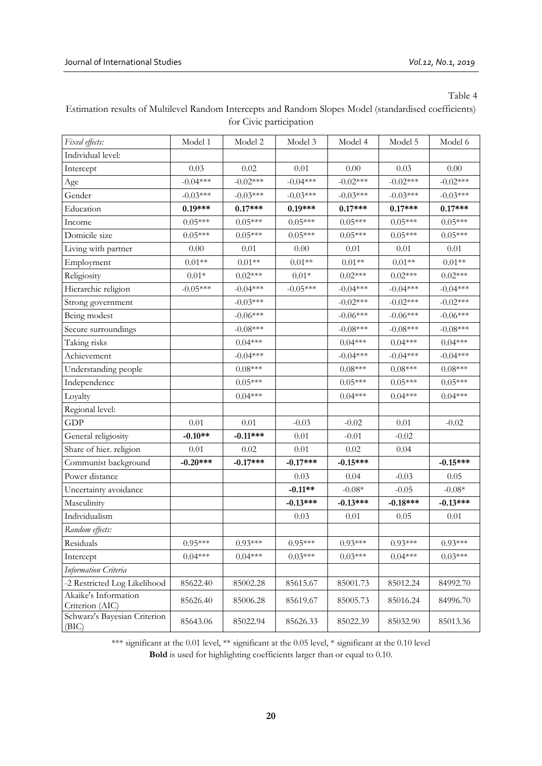Table 4

Estimation results of Multilevel Random Intercepts and Random Slopes Model (standardised coefficients) for Civic participation

| *Fixed effects:* | Model 1 | Model 2 | Model 3 | Model 4 | Model 5 | Model 6 |
|---|---|---|---|---|---|---|
| Individual level: | | | | | | |
| Intercept | 0.03 | 0.02 | 0.01 | 0.00 | 0.03 | 0.00 |
| Age | -0.04*** | -0.02*** | -0.04*** | -0.02*** | -0.02*** | -0.02*** |
| Gender | -0.03*** | -0.03*** | -0.03*** | -0.03*** | -0.03*** | -0.03*** |
| Education | **0.19*** ** | **0.17*** ** | **0.19*** ** | **0.17*** ** | **0.17*** ** | **0.17*** ** |
| Income | 0.05*** | 0.05*** | 0.05*** | 0.05*** | 0.05*** | 0.05*** |
| Domicile size | 0.05*** | 0.05*** | 0.05*** | 0.05*** | 0.05*** | 0.05*** |
| Living with partner | 0.00 | 0.01 | 0.00 | 0.01 | 0.01 | 0.01 |
| Employment | 0.01** | 0.01** | 0.01** | 0.01** | 0.01** | 0.01** |
| Religiosity | 0.01* | 0.02*** | 0.01* | 0.02*** | 0.02*** | 0.02*** |
| Hierarchic religion | -0.05*** | -0.04*** | -0.05*** | -0.04*** | -0.04*** | -0.04*** |
| Strong government | | -0.03*** | | -0.02*** | -0.02*** | -0.02*** |
| Being modest | | -0.06*** | | -0.06*** | -0.06*** | -0.06*** |
| Secure surroundings | | -0.08*** | | -0.08*** | -0.08*** | -0.08*** |
| Taking risks | | 0.04*** | | 0.04*** | 0.04*** | 0.04*** |
| Achievement | | -0.04*** | | -0.04*** | -0.04*** | -0.04*** |
| Understanding people | | 0.08*** | | 0.08*** | 0.08*** | 0.08*** |
| Independence | | 0.05*** | | 0.05*** | 0.05*** | 0.05*** |
| Loyalty | | 0.04*** | | 0.04*** | 0.04*** | 0.04*** |
| Regional level: | | | | | | |
| GDP | 0.01 | 0.01 | -0.03 | -0.02 | 0.01 | -0.02 |
| General religiosity | **-0.10*** ** | **-0.11*** ** | 0.01 | -0.01 | -0.02 | |
| Share of hier. religion | 0.01 | 0.02 | 0.01 | 0.02 | 0.04 | |
| Communist background | **-0.20*** ** | **-0.17*** ** | **-0.17*** ** | **-0.15*** ** | | **-0.15*** ** |
| Power distance | | | 0.03 | 0.04 | -0.03 | 0.05 |
| Uncertainty avoidance | | | **-0.11** ** | -0.08* | -0.05 | -0.08* |
| Masculinity | | | **-0.13*** ** | **-0.13*** ** | **-0.18*** ** | **-0.13*** ** |
| Individualism | | | 0.03 | 0.01 | 0.05 | 0.01 |
| *Random effects:* | | | | | | |
| Residuals | 0.95*** | 0.93*** | 0.95*** | 0.93*** | 0.93*** | 0.93*** |
| Intercept | 0.04*** | 0.04*** | 0.03*** | 0.03*** | 0.04*** | 0.03*** |
| *Information Criteria* | | | | | | |
| -2 Restricted Log Likelihood | 85622.40 | 85002.28 | 85615.67 | 85001.73 | 85012.24 | 84992.70 |
| Akaike's Information Criterion (AIC) | 85626.40 | 85006.28 | 85619.67 | 85005.73 | 85016.24 | 84996.70 |
| Schwarz's Bayesian Criterion (BIC) | 85643.06 | 85022.94 | 85626.33 | 85022.39 | 85032.90 | 85013.36 |

*** significant at the 0.01 level, ** significant at the 0.05 level, * significant at the 0.10 level

**Bold** is used for highlighting coefficients larger than or equal to 0.10.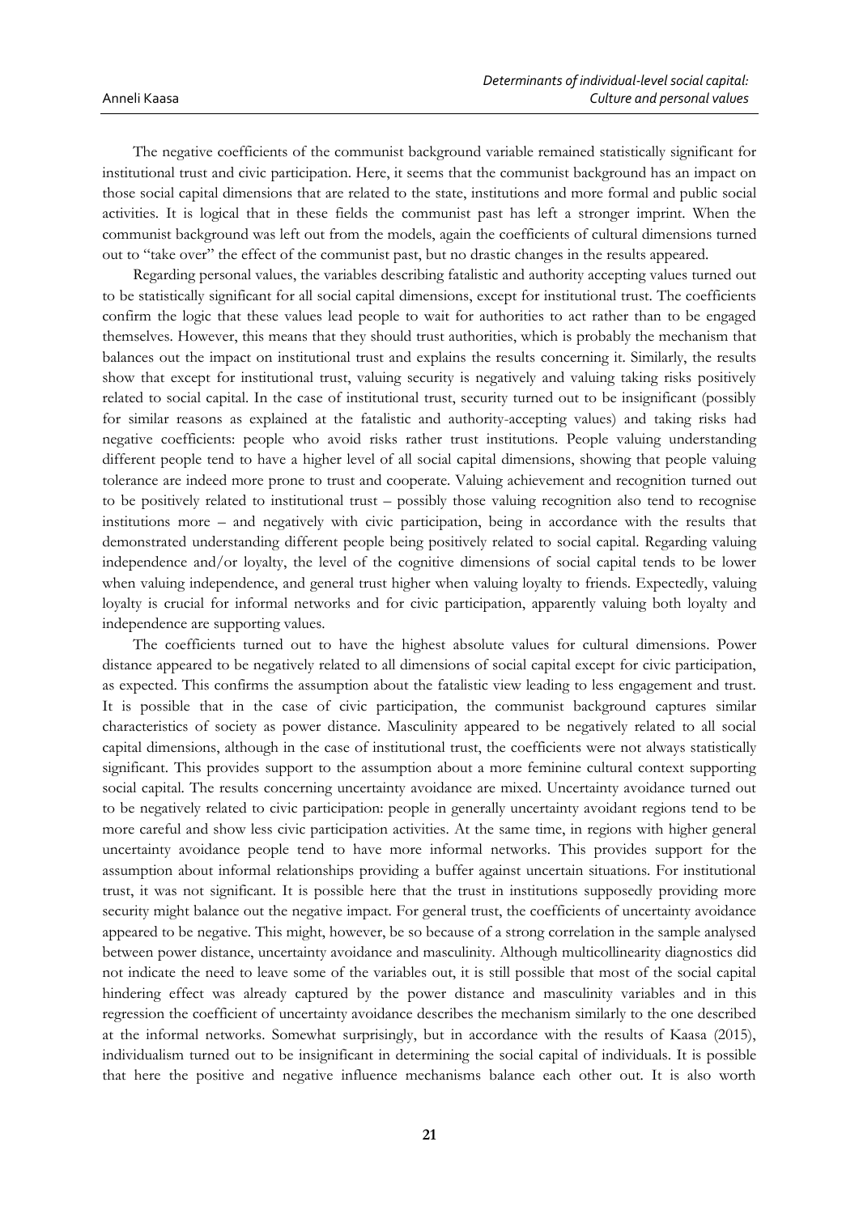The negative coefficients of the communist background variable remained statistically significant for institutional trust and civic participation. Here, it seems that the communist background has an impact on those social capital dimensions that are related to the state, institutions and more formal and public social activities. It is logical that in these fields the communist past has left a stronger imprint. When the communist background was left out from the models, again the coefficients of cultural dimensions turned out to "take over" the effect of the communist past, but no drastic changes in the results appeared.

Regarding personal values, the variables describing fatalistic and authority accepting values turned out to be statistically significant for all social capital dimensions, except for institutional trust. The coefficients confirm the logic that these values lead people to wait for authorities to act rather than to be engaged themselves. However, this means that they should trust authorities, which is probably the mechanism that balances out the impact on institutional trust and explains the results concerning it. Similarly, the results show that except for institutional trust, valuing security is negatively and valuing taking risks positively related to social capital. In the case of institutional trust, security turned out to be insignificant (possibly for similar reasons as explained at the fatalistic and authority-accepting values) and taking risks had negative coefficients: people who avoid risks rather trust institutions. People valuing understanding different people tend to have a higher level of all social capital dimensions, showing that people valuing tolerance are indeed more prone to trust and cooperate. Valuing achievement and recognition turned out to be positively related to institutional trust – possibly those valuing recognition also tend to recognise institutions more – and negatively with civic participation, being in accordance with the results that demonstrated understanding different people being positively related to social capital. Regarding valuing independence and/or loyalty, the level of the cognitive dimensions of social capital tends to be lower when valuing independence, and general trust higher when valuing loyalty to friends. Expectedly, valuing loyalty is crucial for informal networks and for civic participation, apparently valuing both loyalty and independence are supporting values.

The coefficients turned out to have the highest absolute values for cultural dimensions. Power distance appeared to be negatively related to all dimensions of social capital except for civic participation, as expected. This confirms the assumption about the fatalistic view leading to less engagement and trust. It is possible that in the case of civic participation, the communist background captures similar characteristics of society as power distance. Masculinity appeared to be negatively related to all social capital dimensions, although in the case of institutional trust, the coefficients were not always statistically significant. This provides support to the assumption about a more feminine cultural context supporting social capital. The results concerning uncertainty avoidance are mixed. Uncertainty avoidance turned out to be negatively related to civic participation: people in generally uncertainty avoidant regions tend to be more careful and show less civic participation activities. At the same time, in regions with higher general uncertainty avoidance people tend to have more informal networks. This provides support for the assumption about informal relationships providing a buffer against uncertain situations. For institutional trust, it was not significant. It is possible here that the trust in institutions supposedly providing more security might balance out the negative impact. For general trust, the coefficients of uncertainty avoidance appeared to be negative. This might, however, be so because of a strong correlation in the sample analysed between power distance, uncertainty avoidance and masculinity. Although multicollinearity diagnostics did not indicate the need to leave some of the variables out, it is still possible that most of the social capital hindering effect was already captured by the power distance and masculinity variables and in this regression the coefficient of uncertainty avoidance describes the mechanism similarly to the one described at the informal networks. Somewhat surprisingly, but in accordance with the results of Kaasa (2015), individualism turned out to be insignificant in determining the social capital of individuals. It is possible that here the positive and negative influence mechanisms balance each other out. It is also worth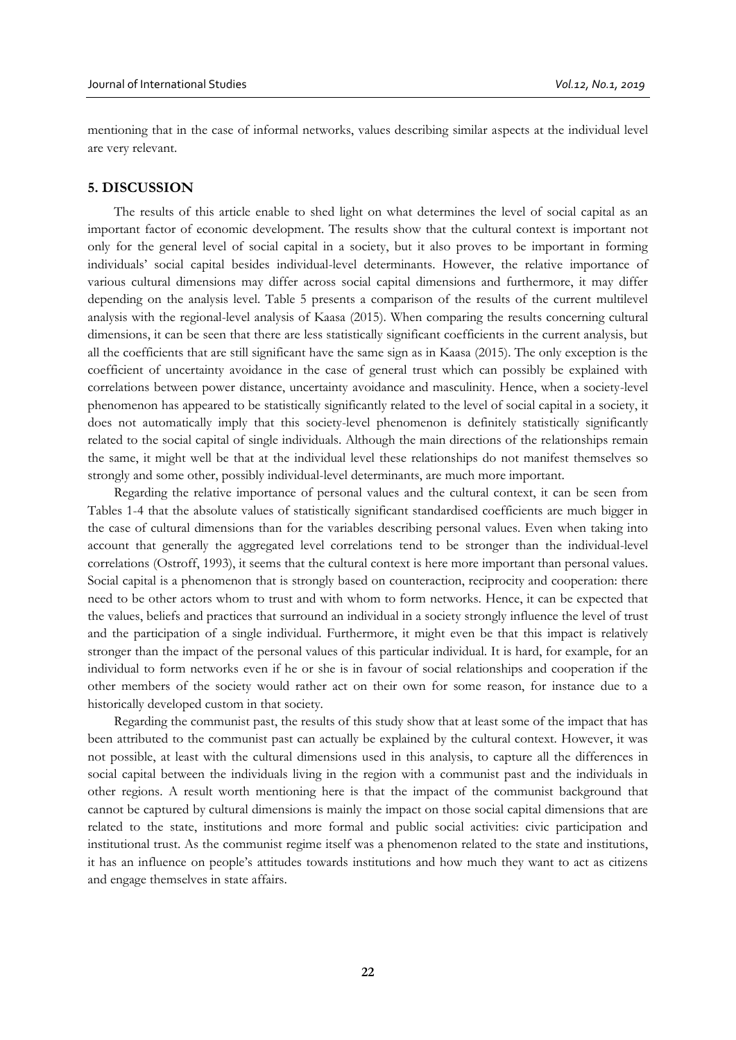mentioning that in the case of informal networks, values describing similar aspects at the individual level are very relevant.

## 5. DISCUSSION

The results of this article enable to shed light on what determines the level of social capital as an important factor of economic development. The results show that the cultural context is important not only for the general level of social capital in a society, but it also proves to be important in forming individuals' social capital besides individual-level determinants. However, the relative importance of various cultural dimensions may differ across social capital dimensions and furthermore, it may differ depending on the analysis level. Table 5 presents a comparison of the results of the current multilevel analysis with the regional-level analysis of Kaasa (2015). When comparing the results concerning cultural dimensions, it can be seen that there are less statistically significant coefficients in the current analysis, but all the coefficients that are still significant have the same sign as in Kaasa (2015). The only exception is the coefficient of uncertainty avoidance in the case of general trust which can possibly be explained with correlations between power distance, uncertainty avoidance and masculinity. Hence, when a society-level phenomenon has appeared to be statistically significantly related to the level of social capital in a society, it does not automatically imply that this society-level phenomenon is definitely statistically significantly related to the social capital of single individuals. Although the main directions of the relationships remain the same, it might well be that at the individual level these relationships do not manifest themselves so strongly and some other, possibly individual-level determinants, are much more important.

Regarding the relative importance of personal values and the cultural context, it can be seen from Tables 1-4 that the absolute values of statistically significant standardised coefficients are much bigger in the case of cultural dimensions than for the variables describing personal values. Even when taking into account that generally the aggregated level correlations tend to be stronger than the individual-level correlations (Ostroff, 1993), it seems that the cultural context is here more important than personal values. Social capital is a phenomenon that is strongly based on counteraction, reciprocity and cooperation: there need to be other actors whom to trust and with whom to form networks. Hence, it can be expected that the values, beliefs and practices that surround an individual in a society strongly influence the level of trust and the participation of a single individual. Furthermore, it might even be that this impact is relatively stronger than the impact of the personal values of this particular individual. It is hard, for example, for an individual to form networks even if he or she is in favour of social relationships and cooperation if the other members of the society would rather act on their own for some reason, for instance due to a historically developed custom in that society.

Regarding the communist past, the results of this study show that at least some of the impact that has been attributed to the communist past can actually be explained by the cultural context. However, it was not possible, at least with the cultural dimensions used in this analysis, to capture all the differences in social capital between the individuals living in the region with a communist past and the individuals in other regions. A result worth mentioning here is that the impact of the communist background that cannot be captured by cultural dimensions is mainly the impact on those social capital dimensions that are related to the state, institutions and more formal and public social activities: civic participation and institutional trust. As the communist regime itself was a phenomenon related to the state and institutions, it has an influence on people's attitudes towards institutions and how much they want to act as citizens and engage themselves in state affairs.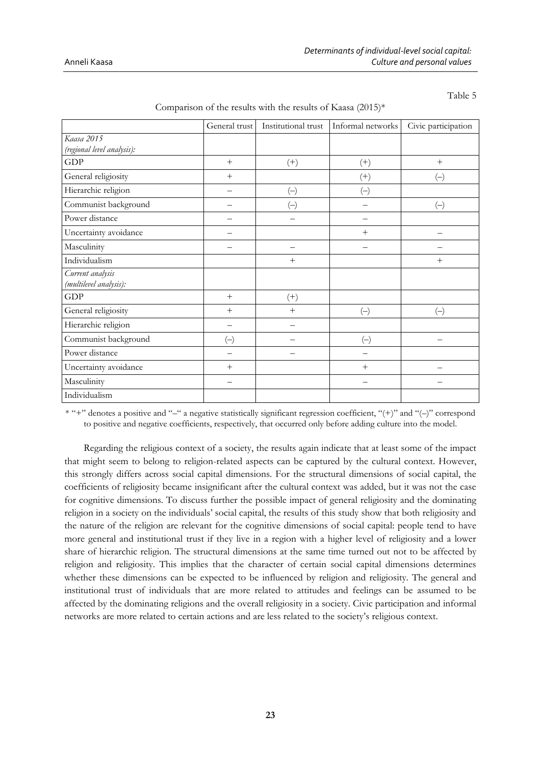Table 5

Comparison of the results with the results of Kaasa (2015)*

| | General trust | Institutional trust | Informal networks | Civic participation |
|---|---|---|---|---|
| *Kaasa 2015 (regional level analysis):* | | | | |
| GDP | + | (+) | (+) | + |
| General religiosity | + | | (+) | (–) |
| Hierarchic religion | – | (–) | (–) | |
| Communist background | – | (–) | – | (–) |
| Power distance | – | – | – | |
| Uncertainty avoidance | – | | + | – |
| Masculinity | – | – | – | – |
| Individualism | | + | | + |
| *Current analysis (multilevel analysis):* | | | | |
| GDP | + | (+) | | |
| General religiosity | + | + | (–) | (–) |
| Hierarchic religion | – | – | | |
| Communist background | (–) | – | (–) | – |
| Power distance | – | – | – | |
| Uncertainty avoidance | + | | + | – |
| Masculinity | – | | – | – |
| Individualism | | | | |

* "+" denotes a positive and "–" a negative statistically significant regression coefficient, "(+)" and "(–)" correspond to positive and negative coefficients, respectively, that occurred only before adding culture into the model.

Regarding the religious context of a society, the results again indicate that at least some of the impact that might seem to belong to religion-related aspects can be captured by the cultural context. However, this strongly differs across social capital dimensions. For the structural dimensions of social capital, the coefficients of religiosity became insignificant after the cultural context was added, but it was not the case for cognitive dimensions. To discuss further the possible impact of general religiosity and the dominating religion in a society on the individuals' social capital, the results of this study show that both religiosity and the nature of the religion are relevant for the cognitive dimensions of social capital: people tend to have more general and institutional trust if they live in a region with a higher level of religiosity and a lower share of hierarchic religion. The structural dimensions at the same time turned out not to be affected by religion and religiosity. This implies that the character of certain social capital dimensions determines whether these dimensions can be expected to be influenced by religion and religiosity. The general and institutional trust of individuals that are more related to attitudes and feelings can be assumed to be affected by the dominating religions and the overall religiosity in a society. Civic participation and informal networks are more related to certain actions and are less related to the society's religious context.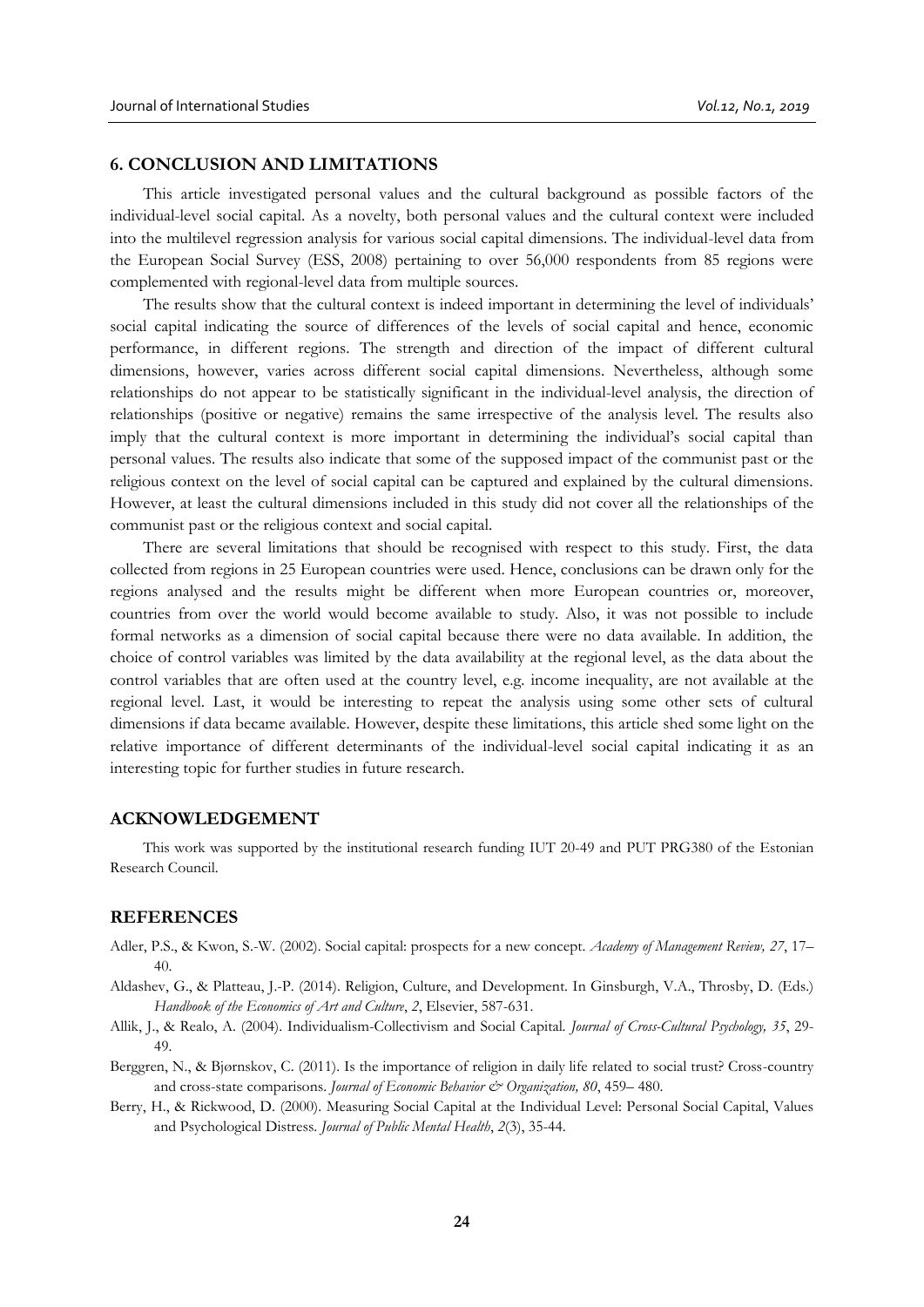## 6. CONCLUSION AND LIMITATIONS

This article investigated personal values and the cultural background as possible factors of the individual-level social capital. As a novelty, both personal values and the cultural context were included into the multilevel regression analysis for various social capital dimensions. The individual-level data from the European Social Survey (ESS, 2008) pertaining to over 56,000 respondents from 85 regions were complemented with regional-level data from multiple sources.

The results show that the cultural context is indeed important in determining the level of individuals' social capital indicating the source of differences of the levels of social capital and hence, economic performance, in different regions. The strength and direction of the impact of different cultural dimensions, however, varies across different social capital dimensions. Nevertheless, although some relationships do not appear to be statistically significant in the individual-level analysis, the direction of relationships (positive or negative) remains the same irrespective of the analysis level. The results also imply that the cultural context is more important in determining the individual's social capital than personal values. The results also indicate that some of the supposed impact of the communist past or the religious context on the level of social capital can be captured and explained by the cultural dimensions. However, at least the cultural dimensions included in this study did not cover all the relationships of the communist past or the religious context and social capital.

There are several limitations that should be recognised with respect to this study. First, the data collected from regions in 25 European countries were used. Hence, conclusions can be drawn only for the regions analysed and the results might be different when more European countries or, moreover, countries from over the world would become available to study. Also, it was not possible to include formal networks as a dimension of social capital because there were no data available. In addition, the choice of control variables was limited by the data availability at the regional level, as the data about the control variables that are often used at the country level, e.g. income inequality, are not available at the regional level. Last, it would be interesting to repeat the analysis using some other sets of cultural dimensions if data became available. However, despite these limitations, this article shed some light on the relative importance of different determinants of the individual-level social capital indicating it as an interesting topic for further studies in future research.

## ACKNOWLEDGEMENT

This work was supported by the institutional research funding IUT 20-49 and PUT PRG380 of the Estonian Research Council.

## REFERENCES

Adler, P.S., & Kwon, S.-W. (2002). Social capital: prospects for a new concept. *Academy of Management Review, 27*, 17–40.

Aldashev, G., & Platteau, J.-P. (2014). Religion, Culture, and Development. In Ginsburgh, V.A., Throsby, D. (Eds.) *Handbook of the Economics of Art and Culture*, *2*, Elsevier, 587-631.

Allik, J., & Realo, A. (2004). Individualism-Collectivism and Social Capital. *Journal of Cross-Cultural Psychology, 35*, 29-49.

Berggren, N., & Bjørnskov, C. (2011). Is the importance of religion in daily life related to social trust? Cross-country and cross-state comparisons. *Journal of Economic Behavior & Organization, 80*, 459– 480.

Berry, H., & Rickwood, D. (2000). Measuring Social Capital at the Individual Level: Personal Social Capital, Values and Psychological Distress. *Journal of Public Mental Health*, *2*(3), 35-44.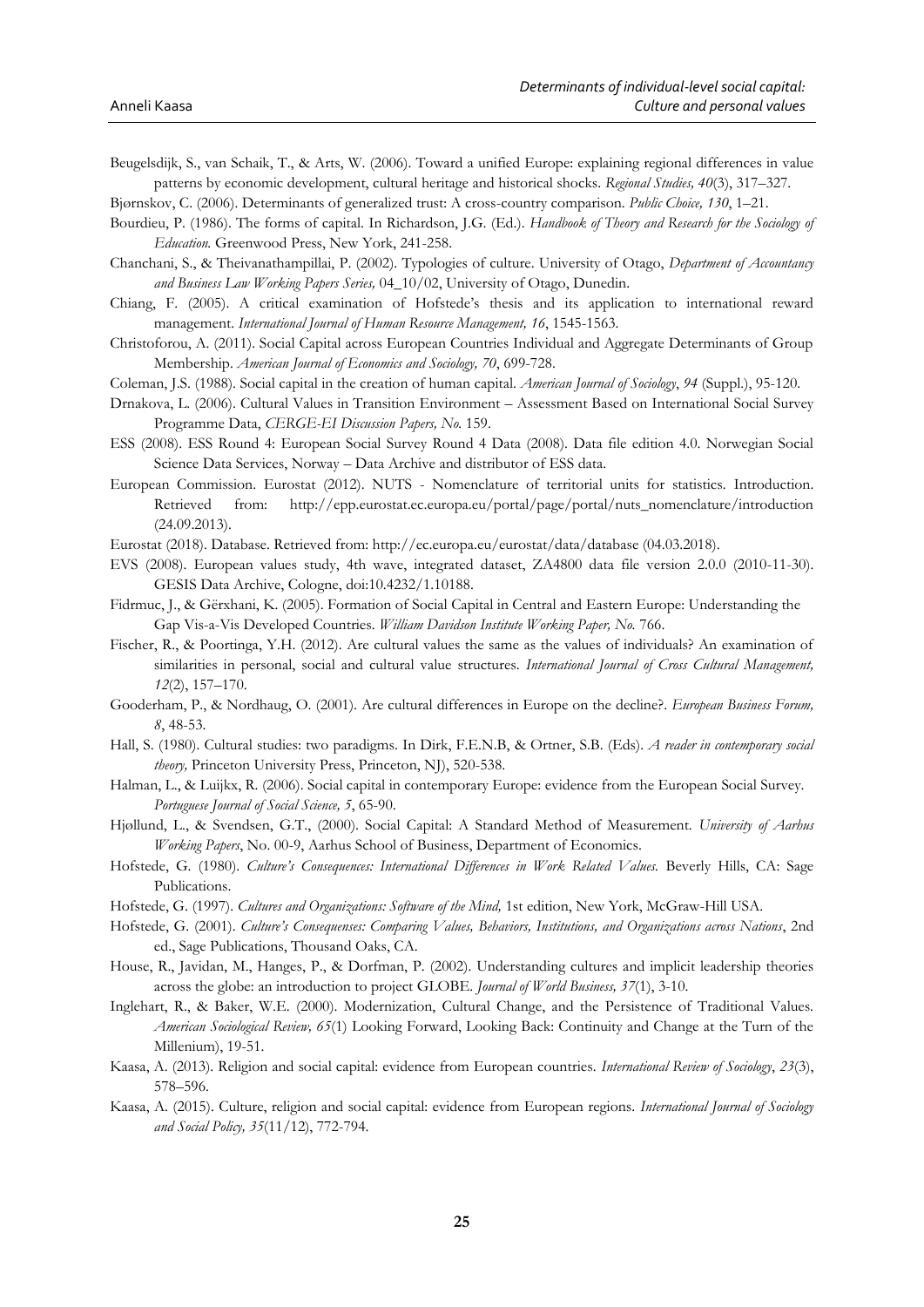Beugelsdijk, S., van Schaik, T., & Arts, W. (2006). Toward a unified Europe: explaining regional differences in value patterns by economic development, cultural heritage and historical shocks. *Regional Studies, 40*(3), 317–327.

Bjørnskov, C. (2006). Determinants of generalized trust: A cross-country comparison. *Public Choice, 130*, 1–21.

Bourdieu, P. (1986). The forms of capital. In Richardson, J.G. (Ed.). *Handbook of Theory and Research for the Sociology of Education.* Greenwood Press, New York, 241-258.

Chanchani, S., & Theivanathampillai, P. (2002). Typologies of culture. University of Otago, *Department of Accountancy and Business Law Working Papers Series,* 04_10/02, University of Otago, Dunedin.

Chiang, F. (2005). A critical examination of Hofstede's thesis and its application to international reward management. *International Journal of Human Resource Management, 16*, 1545-1563.

Christoforou, A. (2011). Social Capital across European Countries Individual and Aggregate Determinants of Group Membership. *American Journal of Economics and Sociology, 70*, 699-728.

Coleman, J.S. (1988). Social capital in the creation of human capital. *American Journal of Sociology*, *94* (Suppl.), 95-120.

Drnakova, L. (2006). Cultural Values in Transition Environment – Assessment Based on International Social Survey Programme Data, *CERGE-EI Discussion Papers, No.* 159.

ESS (2008). ESS Round 4: European Social Survey Round 4 Data (2008). Data file edition 4.0. Norwegian Social Science Data Services, Norway – Data Archive and distributor of ESS data.

European Commission. Eurostat (2012). NUTS - Nomenclature of territorial units for statistics. Introduction. Retrieved from: http://epp.eurostat.ec.europa.eu/portal/page/portal/nuts_nomenclature/introduction (24.09.2013).

Eurostat (2018). Database. Retrieved from: http://ec.europa.eu/eurostat/data/database (04.03.2018).

EVS (2008). European values study, 4th wave, integrated dataset, ZA4800 data file version 2.0.0 (2010-11-30). GESIS Data Archive, Cologne, doi:10.4232/1.10188.

Fidrmuc, J., & Gërxhani, K. (2005). Formation of Social Capital in Central and Eastern Europe: Understanding the Gap Vis-a-Vis Developed Countries. *William Davidson Institute Working Paper, No.* 766.

Fischer, R., & Poortinga, Y.H. (2012). Are cultural values the same as the values of individuals? An examination of similarities in personal, social and cultural value structures. *International Journal of Cross Cultural Management, 12*(2), 157–170.

Gooderham, P., & Nordhaug, O. (2001). Are cultural differences in Europe on the decline?. *European Business Forum, 8*, 48-53.

Hall, S. (1980). Cultural studies: two paradigms. In Dirk, F.E.N.B, & Ortner, S.B. (Eds). *A reader in contemporary social theory,* Princeton University Press, Princeton, NJ), 520-538.

Halman, L., & Luijkx, R. (2006). Social capital in contemporary Europe: evidence from the European Social Survey. *Portuguese Journal of Social Science, 5*, 65-90.

Hjøllund, L., & Svendsen, G.T., (2000). Social Capital: A Standard Method of Measurement. *University of Aarhus Working Papers*, No. 00-9, Aarhus School of Business, Department of Economics.

Hofstede, G. (1980). *Culture's Consequences: International Differences in Work Related Values.* Beverly Hills, CA: Sage Publications.

Hofstede, G. (1997). *Cultures and Organizations: Software of the Mind,* 1st edition, New York, McGraw-Hill USA.

Hofstede, G. (2001). *Culture's Consequenses: Comparing Values, Behaviors, Institutions, and Organizations across Nations*, 2nd ed., Sage Publications, Thousand Oaks, CA.

House, R., Javidan, M., Hanges, P., & Dorfman, P. (2002). Understanding cultures and implicit leadership theories across the globe: an introduction to project GLOBE. *Journal of World Business, 37*(1), 3-10.

Inglehart, R., & Baker, W.E. (2000). Modernization, Cultural Change, and the Persistence of Traditional Values. *American Sociological Review, 65*(1) Looking Forward, Looking Back: Continuity and Change at the Turn of the Millenium), 19-51.

Kaasa, A. (2013). Religion and social capital: evidence from European countries. *International Review of Sociology*, *23*(3), 578–596.

Kaasa, A. (2015). Culture, religion and social capital: evidence from European regions. *International Journal of Sociology and Social Policy, 35*(11/12), 772-794.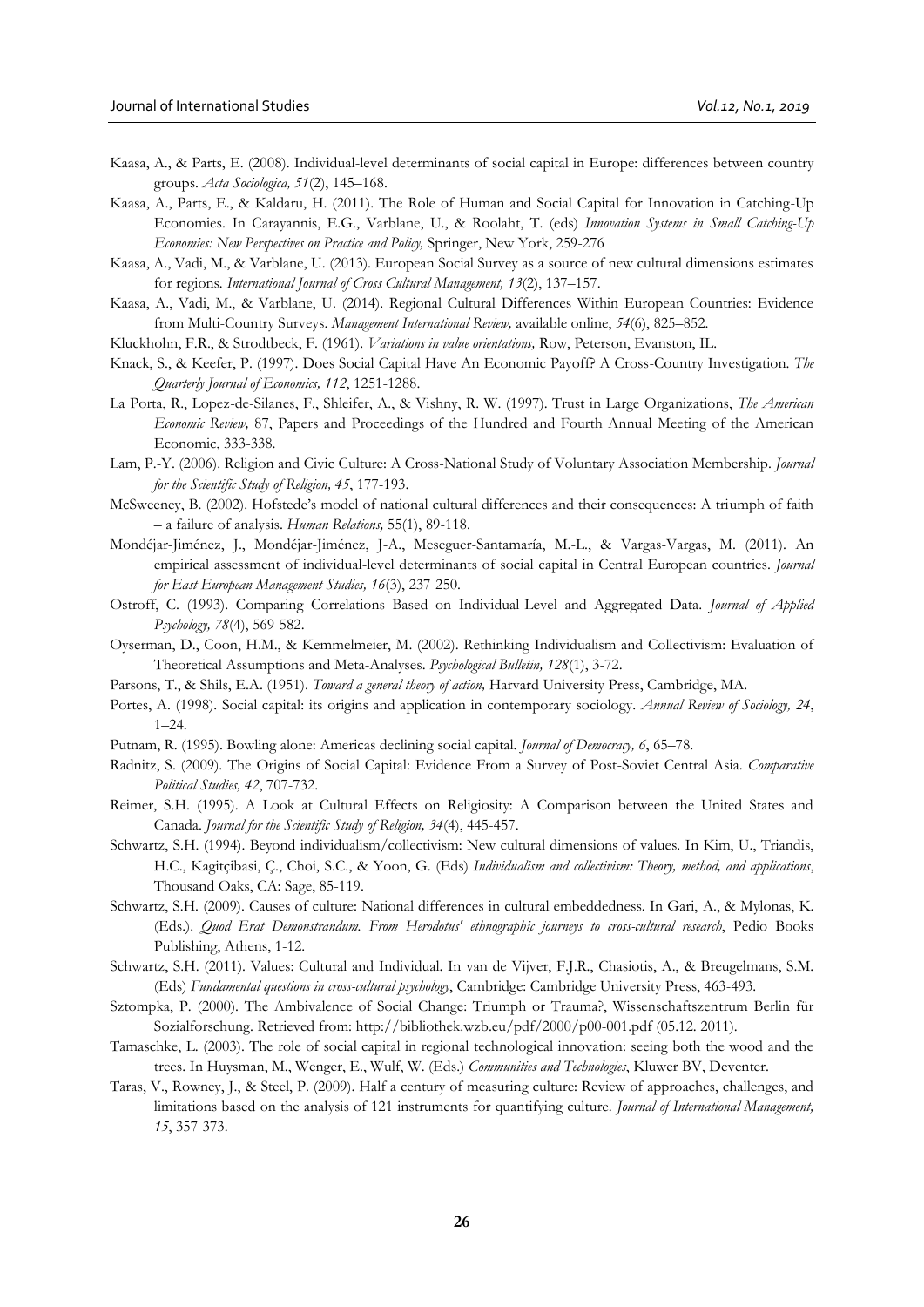Kaasa, A., & Parts, E. (2008). Individual-level determinants of social capital in Europe: differences between country groups. *Acta Sociologica, 51*(2), 145–168.

Kaasa, A., Parts, E., & Kaldaru, H. (2011). The Role of Human and Social Capital for Innovation in Catching-Up Economies. In Carayannis, E.G., Varblane, U., & Roolaht, T. (eds) *Innovation Systems in Small Catching-Up Economies: New Perspectives on Practice and Policy,* Springer, New York, 259-276

Kaasa, A., Vadi, M., & Varblane, U. (2013). European Social Survey as a source of new cultural dimensions estimates for regions. *International Journal of Cross Cultural Management, 13*(2), 137–157.

Kaasa, A., Vadi, M., & Varblane, U. (2014). Regional Cultural Differences Within European Countries: Evidence from Multi-Country Surveys. *Management International Review,* available online, *54*(6), 825–852.

Kluckhohn, F.R., & Strodtbeck, F. (1961). *Variations in value orientations,* Row, Peterson, Evanston, IL.

Knack, S., & Keefer, P. (1997). Does Social Capital Have An Economic Payoff? A Cross-Country Investigation. *The Quarterly Journal of Economics, 112*, 1251-1288.

La Porta, R., Lopez-de-Silanes, F., Shleifer, A., & Vishny, R. W. (1997). Trust in Large Organizations, *The American Economic Review,* 87, Papers and Proceedings of the Hundred and Fourth Annual Meeting of the American Economic, 333-338.

Lam, P.-Y. (2006). Religion and Civic Culture: A Cross-National Study of Voluntary Association Membership. *Journal for the Scientific Study of Religion, 45*, 177-193.

McSweeney, B. (2002). Hofstede's model of national cultural differences and their consequences: A triumph of faith – a failure of analysis. *Human Relations,* 55(1), 89-118.

Mondéjar-Jiménez, J., Mondéjar-Jiménez, J-A., Meseguer-Santamaría, M.-L., & Vargas-Vargas, M. (2011). An empirical assessment of individual-level determinants of social capital in Central European countries. *Journal for East European Management Studies, 16*(3), 237-250.

Ostroff, C. (1993). Comparing Correlations Based on Individual-Level and Aggregated Data. *Journal of Applied Psychology, 78*(4), 569-582.

Oyserman, D., Coon, H.M., & Kemmelmeier, M. (2002). Rethinking Individualism and Collectivism: Evaluation of Theoretical Assumptions and Meta-Analyses. *Psychological Bulletin, 128*(1), 3-72.

Parsons, T., & Shils, E.A. (1951). *Toward a general theory of action,* Harvard University Press, Cambridge, MA.

Portes, A. (1998). Social capital: its origins and application in contemporary sociology. *Annual Review of Sociology, 24*, 1–24.

Putnam, R. (1995). Bowling alone: Americas declining social capital. *Journal of Democracy, 6*, 65–78.

Radnitz, S. (2009). The Origins of Social Capital: Evidence From a Survey of Post-Soviet Central Asia. *Comparative Political Studies, 42*, 707-732.

Reimer, S.H. (1995). A Look at Cultural Effects on Religiosity: A Comparison between the United States and Canada. *Journal for the Scientific Study of Religion, 34*(4), 445-457.

Schwartz, S.H. (1994). Beyond individualism/collectivism: New cultural dimensions of values. In Kim, U., Triandis, H.C., Kagitçibasi, Ç., Choi, S.C., & Yoon, G. (Eds) *Individualism and collectivism: Theory, method, and applications*, Thousand Oaks, CA: Sage, 85-119.

Schwartz, S.H. (2009). Causes of culture: National differences in cultural embeddedness. In Gari, A., & Mylonas, K. (Eds.). *Quod Erat Demonstrandum. From Herodotus' ethnographic journeys to cross-cultural research*, Pedio Books Publishing, Athens, 1-12.

Schwartz, S.H. (2011). Values: Cultural and Individual. In van de Vijver, F.J.R., Chasiotis, A., & Breugelmans, S.M. (Eds) *Fundamental questions in cross-cultural psychology*, Cambridge: Cambridge University Press, 463-493.

Sztompka, P. (2000). The Ambivalence of Social Change: Triumph or Trauma?, Wissenschaftszentrum Berlin für Sozialforschung. Retrieved from: http://bibliothek.wzb.eu/pdf/2000/p00-001.pdf (05.12. 2011).

Tamaschke, L. (2003). The role of social capital in regional technological innovation: seeing both the wood and the trees. In Huysman, M., Wenger, E., Wulf, W. (Eds.) *Communities and Technologies*, Kluwer BV, Deventer.

Taras, V., Rowney, J., & Steel, P. (2009). Half a century of measuring culture: Review of approaches, challenges, and limitations based on the analysis of 121 instruments for quantifying culture. *Journal of International Management, 15*, 357-373.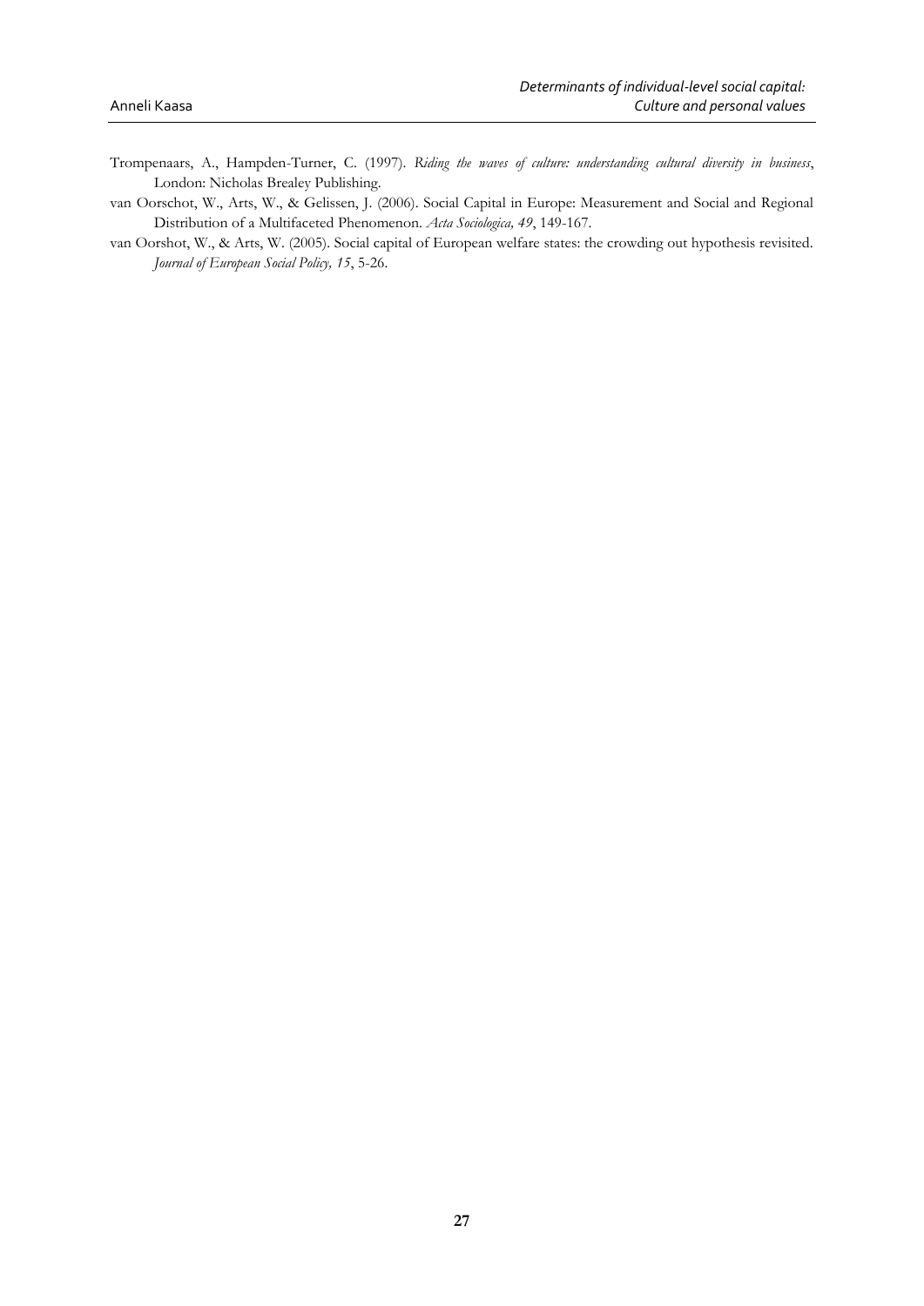Trompenaars, A., Hampden-Turner, C. (1997). *Riding the waves of culture: understanding cultural diversity in business*, London: Nicholas Brealey Publishing.

van Oorschot, W., Arts, W., & Gelissen, J. (2006). Social Capital in Europe: Measurement and Social and Regional Distribution of a Multifaceted Phenomenon. *Acta Sociologica, 49*, 149-167.

van Oorshot, W., & Arts, W. (2005). Social capital of European welfare states: the crowding out hypothesis revisited. *Journal of European Social Policy, 15*, 5-26.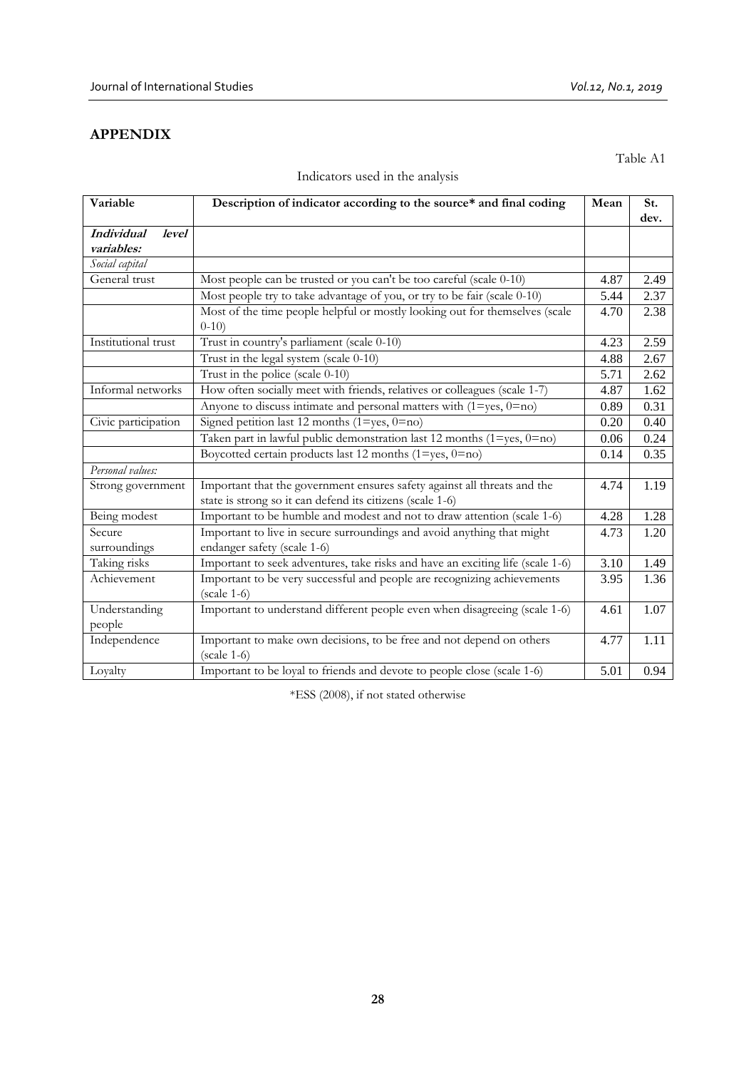## APPENDIX

Table A1

Indicators used in the analysis

| Variable | Description of indicator according to the source* and final coding | Mean | St. dev. |
|---|---|---|---|
| ***Individual level variables:*** | | | |
| *Social capital* | | | |
| General trust | Most people can be trusted or you can't be too careful (scale 0-10) | 4.87 | 2.49 |
| | Most people try to take advantage of you, or try to be fair (scale 0-10) | 5.44 | 2.37 |
| | Most of the time people helpful or mostly looking out for themselves (scale 0-10) | 4.70 | 2.38 |
| Institutional trust | Trust in country's parliament (scale 0-10) | 4.23 | 2.59 |
| | Trust in the legal system (scale 0-10) | 4.88 | 2.67 |
| | Trust in the police (scale 0-10) | 5.71 | 2.62 |
| Informal networks | How often socially meet with friends, relatives or colleagues (scale 1-7) | 4.87 | 1.62 |
| | Anyone to discuss intimate and personal matters with (1=yes, 0=no) | 0.89 | 0.31 |
| Civic participation | Signed petition last 12 months (1=yes, 0=no) | 0.20 | 0.40 |
| | Taken part in lawful public demonstration last 12 months (1=yes, 0=no) | 0.06 | 0.24 |
| | Boycotted certain products last 12 months (1=yes, 0=no) | 0.14 | 0.35 |
| *Personal values:* | | | |
| Strong government | Important that the government ensures safety against all threats and the state is strong so it can defend its citizens (scale 1-6) | 4.74 | 1.19 |
| Being modest | Important to be humble and modest and not to draw attention (scale 1-6) | 4.28 | 1.28 |
| Secure surroundings | Important to live in secure surroundings and avoid anything that might endanger safety (scale 1-6) | 4.73 | 1.20 |
| Taking risks | Important to seek adventures, take risks and have an exciting life (scale 1-6) | 3.10 | 1.49 |
| Achievement | Important to be very successful and people are recognizing achievements (scale 1-6) | 3.95 | 1.36 |
| Understanding people | Important to understand different people even when disagreeing (scale 1-6) | 4.61 | 1.07 |
| Independence | Important to make own decisions, to be free and not depend on others (scale 1-6) | 4.77 | 1.11 |
| Loyalty | Important to be loyal to friends and devote to people close (scale 1-6) | 5.01 | 0.94 |

*ESS (2008), if not stated otherwise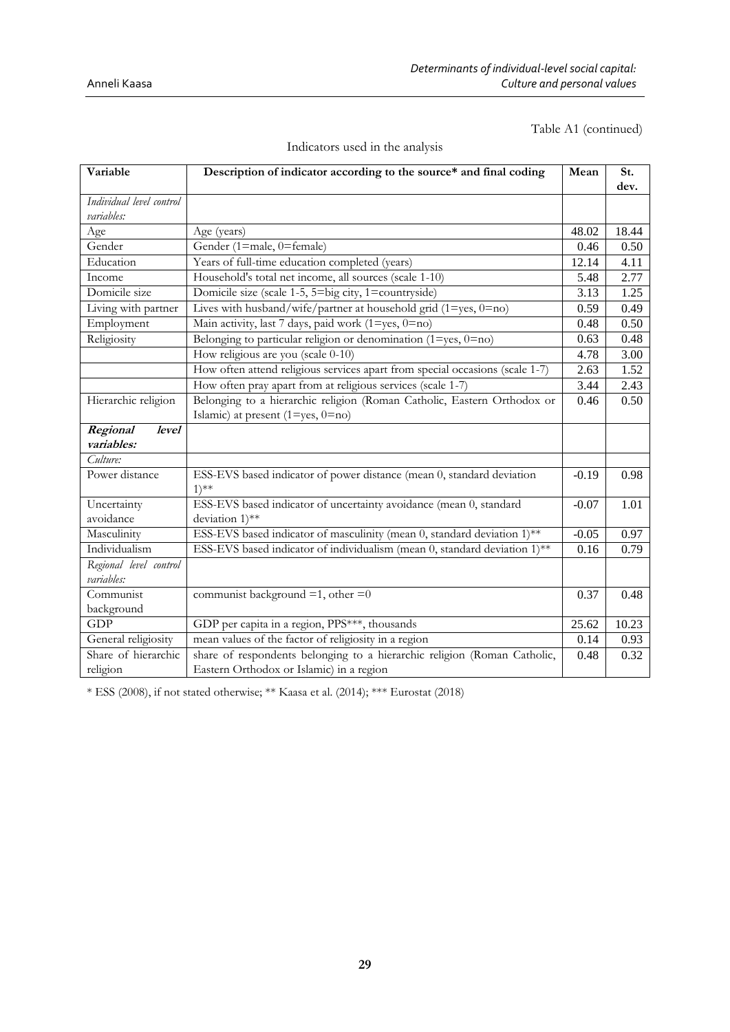Table A1 (continued)

Indicators used in the analysis

| Variable | Description of indicator according to the source* and final coding | Mean | St. dev. |
|---|---|---|---|
| *Individual level control variables:* | | | |
| Age | Age (years) | 48.02 | 18.44 |
| Gender | Gender (1=male, 0=female) | 0.46 | 0.50 |
| Education | Years of full-time education completed (years) | 12.14 | 4.11 |
| Income | Household's total net income, all sources (scale 1-10) | 5.48 | 2.77 |
| Domicile size | Domicile size (scale 1-5, 5=big city, 1=countryside) | 3.13 | 1.25 |
| Living with partner | Lives with husband/wife/partner at household grid (1=yes, 0=no) | 0.59 | 0.49 |
| Employment | Main activity, last 7 days, paid work (1=yes, 0=no) | 0.48 | 0.50 |
| Religiosity | Belonging to particular religion or denomination (1=yes, 0=no) | 0.63 | 0.48 |
| | How religious are you (scale 0-10) | 4.78 | 3.00 |
| | How often attend religious services apart from special occasions (scale 1-7) | 2.63 | 1.52 |
| | How often pray apart from at religious services (scale 1-7) | 3.44 | 2.43 |
| Hierarchic religion | Belonging to a hierarchic religion (Roman Catholic, Eastern Orthodox or Islamic) at present (1=yes, 0=no) | 0.46 | 0.50 |
| ***Regional level variables:*** | | | |
| *Culture:* | | | |
| Power distance | ESS-EVS based indicator of power distance (mean 0, standard deviation 1)** | -0.19 | 0.98 |
| Uncertainty avoidance | ESS-EVS based indicator of uncertainty avoidance (mean 0, standard deviation 1)** | -0.07 | 1.01 |
| Masculinity | ESS-EVS based indicator of masculinity (mean 0, standard deviation 1)** | -0.05 | 0.97 |
| Individualism | ESS-EVS based indicator of individualism (mean 0, standard deviation 1)** | 0.16 | 0.79 |
| *Regional level control variables:* | | | |
| Communist background | communist background =1, other =0 | 0.37 | 0.48 |
| GDP | GDP per capita in a region, PPS***, thousands | 25.62 | 10.23 |
| General religiosity | mean values of the factor of religiosity in a region | 0.14 | 0.93 |
| Share of hierarchic religion | share of respondents belonging to a hierarchic religion (Roman Catholic, Eastern Orthodox or Islamic) in a region | 0.48 | 0.32 |

* ESS (2008), if not stated otherwise; ** Kaasa et al. (2014); *** Eurostat (2018)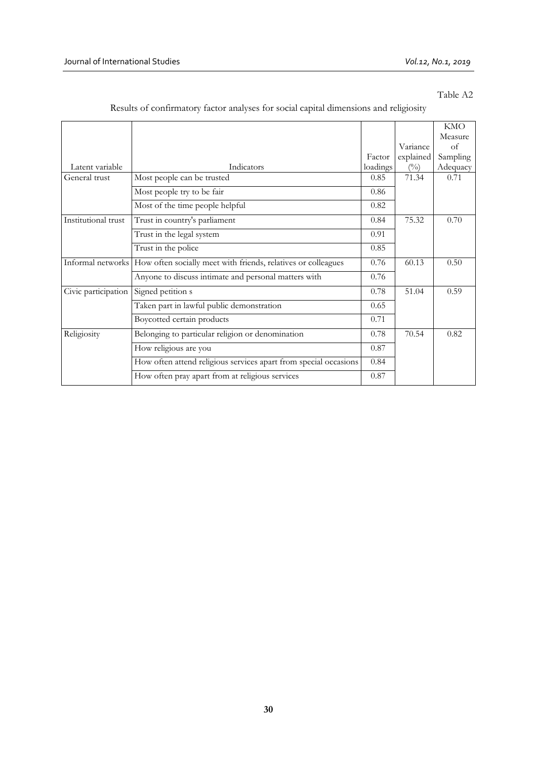Table A2

Results of confirmatory factor analyses for social capital dimensions and religiosity

| Latent variable | Indicators | Factor loadings | Variance explained (%) | KMO Measure of Sampling Adequacy |
|---|---|---|---|---|
| General trust | Most people can be trusted | 0.85 | 71.34 | 0.71 |
| | Most people try to be fair | 0.86 | | |
| | Most of the time people helpful | 0.82 | | |
| Institutional trust | Trust in country's parliament | 0.84 | 75.32 | 0.70 |
| | Trust in the legal system | 0.91 | | |
| | Trust in the police | 0.85 | | |
| Informal networks | How often socially meet with friends, relatives or colleagues | 0.76 | 60.13 | 0.50 |
| | Anyone to discuss intimate and personal matters with | 0.76 | | |
| Civic participation | Signed petition s | 0.78 | 51.04 | 0.59 |
| | Taken part in lawful public demonstration | 0.65 | | |
| | Boycotted certain products | 0.71 | | |
| Religiosity | Belonging to particular religion or denomination | 0.78 | 70.54 | 0.82 |
| | How religious are you | 0.87 | | |
| | How often attend religious services apart from special occasions | 0.84 | | |
| | How often pray apart from at religious services | 0.87 | | |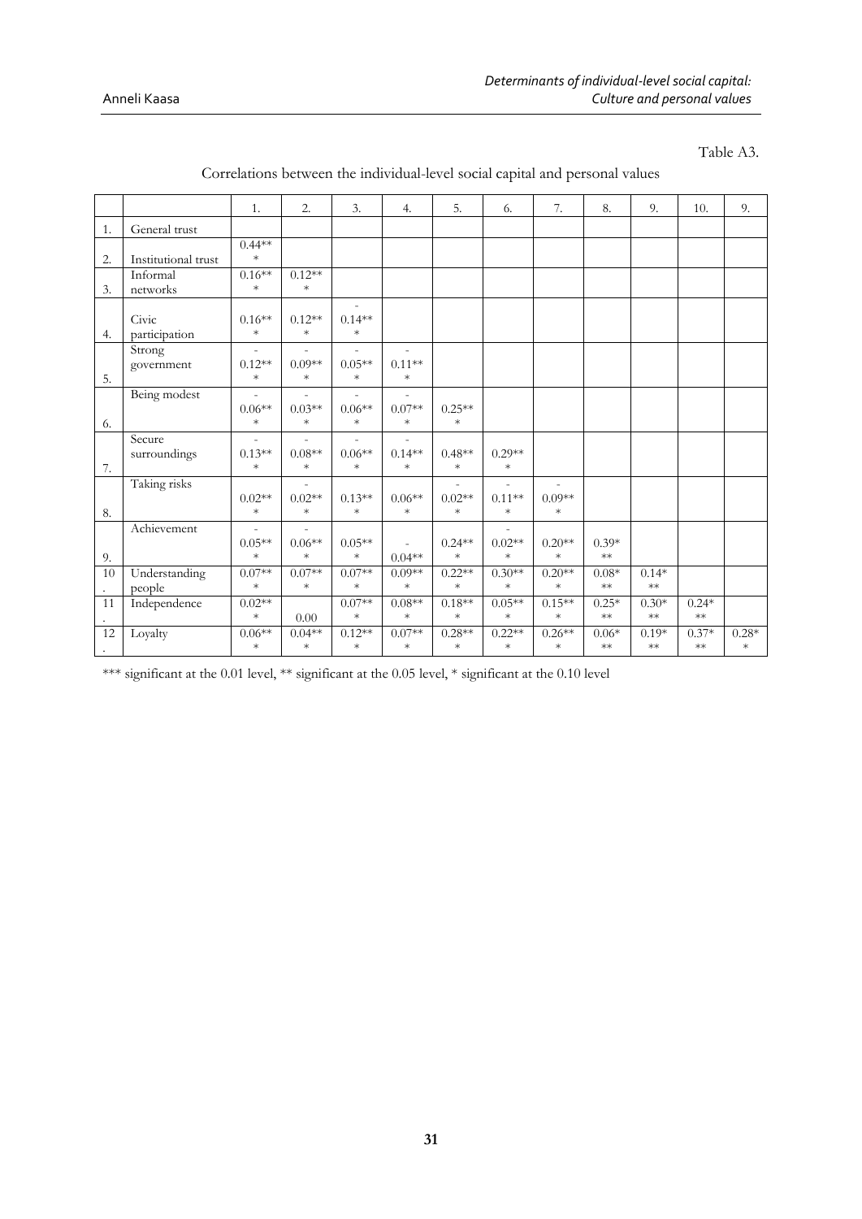Table A3.

Correlations between the individual-level social capital and personal values

| | | 1. | 2. | 3. | 4. | 5. | 6. | 7. | 8. | 9. | 10. | 9. |
|---|---|---|---|---|---|---|---|---|---|---|---|---|
| 1. | General trust | | | | | | | | | | | |
| 2. | Institutional trust | 0.44*** | | | | | | | | | | |
| 3. | Informal networks | 0.16*** | 0.12*** | | | | | | | | | |
| 4. | Civic participation | 0.16*** | 0.12*** | -0.14*** | | | | | | | | |
| 5. | Strong government | -0.12*** | -0.09*** | -0.05*** | -0.11*** | | | | | | | |
| 6. | Being modest | -0.06*** | -0.03*** | -0.06*** | -0.07*** | 0.25*** | | | | | | |
| 7. | Secure surroundings | -0.13*** | -0.08*** | -0.06*** | -0.14*** | 0.48*** | 0.29*** | | | | | |
| 8. | Taking risks | 0.02*** | -0.02*** | 0.13*** | 0.06*** | -0.02*** | -0.11*** | -0.09*** | | | | |
| 9. | Achievement | -0.05*** | -0.06*** | 0.05*** | -0.04*** | 0.24*** | -0.02*** | 0.20*** | 0.39*** | | | |
| 10. | Understanding people | 0.07*** | 0.07*** | 0.07*** | 0.09*** | 0.22*** | 0.30*** | 0.20*** | 0.08*** | 0.14*** | | |
| 11. | Independence | 0.02*** | 0.00 | 0.07*** | 0.08*** | 0.18*** | 0.05*** | 0.15*** | 0.25*** | 0.30*** | 0.24*** | |
| 12. | Loyalty | 0.06*** | 0.04*** | 0.12*** | 0.07*** | 0.28*** | 0.22*** | 0.26*** | 0.06*** | 0.19*** | 0.37*** | 0.28*** |

*** significant at the 0.01 level, ** significant at the 0.05 level, * significant at the 0.10 level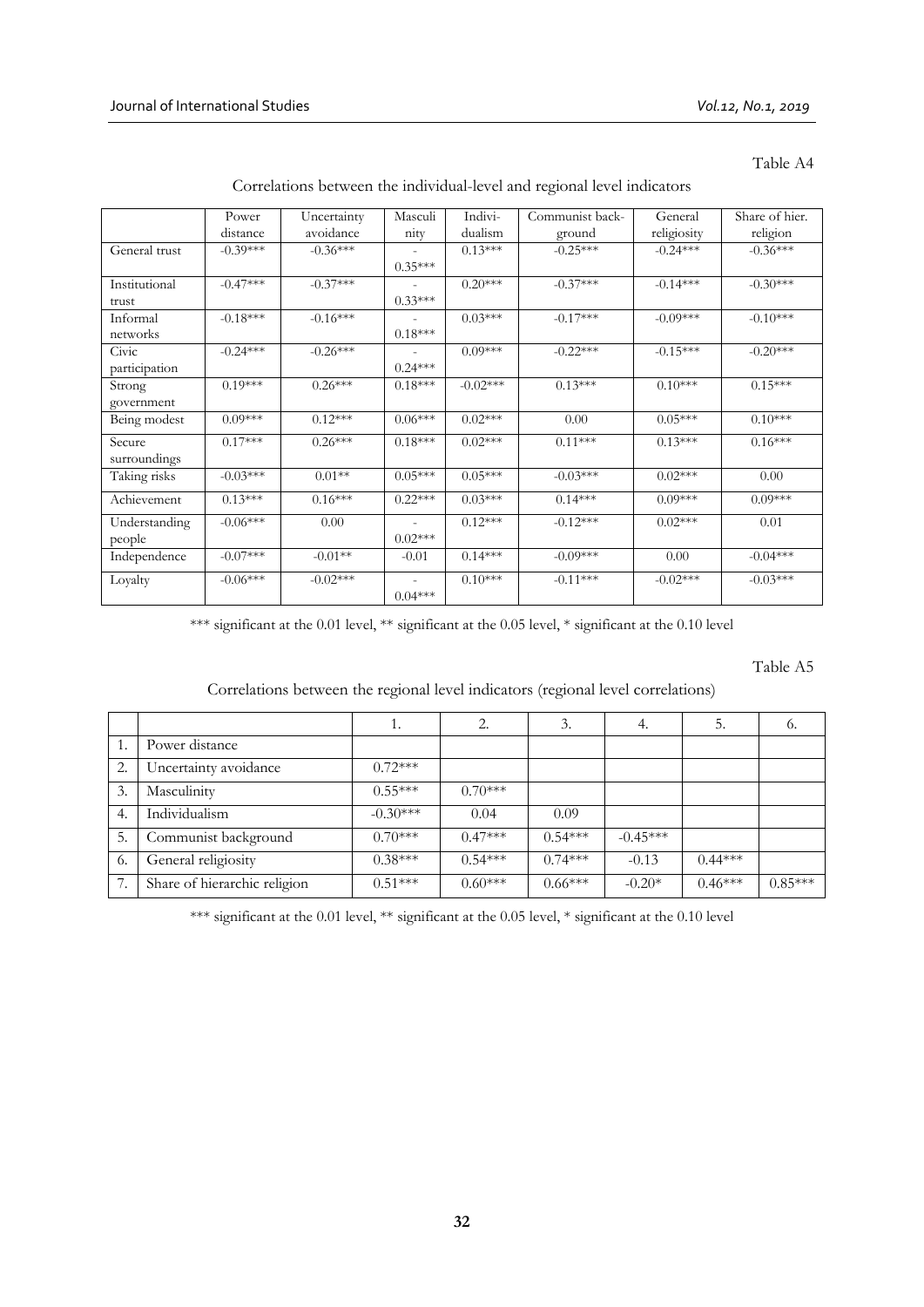Table A4

Correlations between the individual-level and regional level indicators

| | Power distance | Uncertainty avoidance | Masculinity | Individualism | Communist background | General religiosity | Share of hier. religion |
|---|---|---|---|---|---|---|---|
| General trust | -0.39*** | -0.36*** | -0.35*** | 0.13*** | -0.25*** | -0.24*** | -0.36*** |
| Institutional trust | -0.47*** | -0.37*** | -0.33*** | 0.20*** | -0.37*** | -0.14*** | -0.30*** |
| Informal networks | -0.18*** | -0.16*** | -0.18*** | 0.03*** | -0.17*** | -0.09*** | -0.10*** |
| Civic participation | -0.24*** | -0.26*** | -0.24*** | 0.09*** | -0.22*** | -0.15*** | -0.20*** |
| Strong government | 0.19*** | 0.26*** | 0.18*** | -0.02*** | 0.13*** | 0.10*** | 0.15*** |
| Being modest | 0.09*** | 0.12*** | 0.06*** | 0.02*** | 0.00 | 0.05*** | 0.10*** |
| Secure surroundings | 0.17*** | 0.26*** | 0.18*** | 0.02*** | 0.11*** | 0.13*** | 0.16*** |
| Taking risks | -0.03*** | 0.01** | 0.05*** | 0.05*** | -0.03*** | 0.02*** | 0.00 |
| Achievement | 0.13*** | 0.16*** | 0.22*** | 0.03*** | 0.14*** | 0.09*** | 0.09*** |
| Understanding people | -0.06*** | 0.00 | -0.02*** | 0.12*** | -0.12*** | 0.02*** | 0.01 |
| Independence | -0.07*** | -0.01** | -0.01 | 0.14*** | -0.09*** | 0.00 | -0.04*** |
| Loyalty | -0.06*** | -0.02*** | -0.04*** | 0.10*** | -0.11*** | -0.02*** | -0.03*** |

*** significant at the 0.01 level, ** significant at the 0.05 level, * significant at the 0.10 level

Table A5

Correlations between the regional level indicators (regional level correlations)

| | | 1. | 2. | 3. | 4. | 5. | 6. |
|---|---|---|---|---|---|---|---|
| 1. | Power distance | | | | | | |
| 2. | Uncertainty avoidance | 0.72*** | | | | | |
| 3. | Masculinity | 0.55*** | 0.70*** | | | | |
| 4. | Individualism | -0.30*** | 0.04 | 0.09 | | | |
| 5. | Communist background | 0.70*** | 0.47*** | 0.54*** | -0.45*** | | |
| 6. | General religiosity | 0.38*** | 0.54*** | 0.74*** | -0.13 | 0.44*** | |
| 7. | Share of hierarchic religion | 0.51*** | 0.60*** | 0.66*** | -0.20* | 0.46*** | 0.85*** |

*** significant at the 0.01 level, ** significant at the 0.05 level, * significant at the 0.10 level